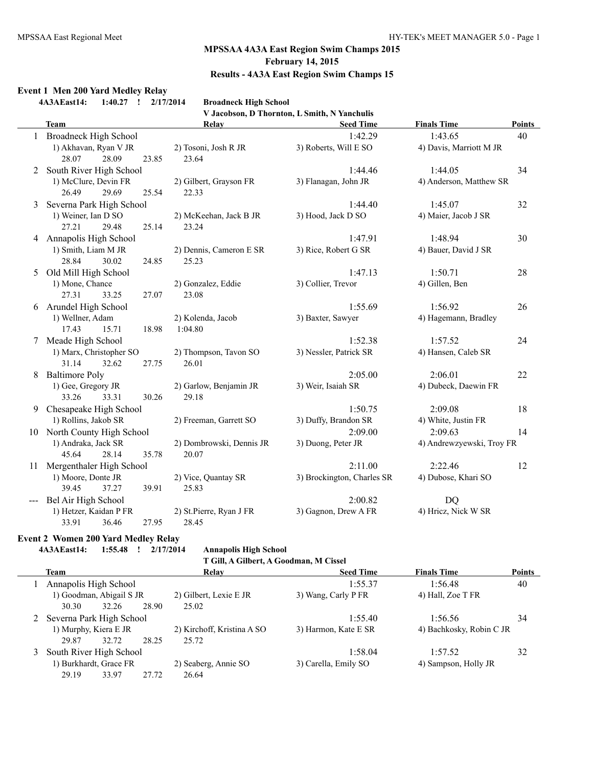# MPSSAA 4A3A East Region Swim Champs 2015

**February 14, 2015**

**Results - 4A3A East Region Swim Champs 15**

## Event 1 Men 200 Yard Medley Relay

**4A3AEast14: 1:40.27 ! 2/17/2014 Broadneck High School**
**V Jacobson, D Thornton, L Smith, N Yanchulis**

| | Team | Relay | Seed Time | Finals Time | Points |
|---|---|---|---|---|---|
| 1 | Broadneck High School | | 1:42.29 | 1:43.65 | 40 |
| | 1) Akhavan, Ryan V JR | 2) Tosoni, Josh R JR | 3) Roberts, Will E SO | 4) Davis, Marriott M JR | |
| | 28.07 28.09 23.85 | 23.64 | | | |
| 2 | South River High School | | 1:44.46 | 1:44.05 | 34 |
| | 1) McClure, Devin FR | 2) Gilbert, Grayson FR | 3) Flanagan, John JR | 4) Anderson, Matthew SR | |
| | 26.49 29.69 25.54 | 22.33 | | | |
| 3 | Severna Park High School | | 1:44.40 | 1:45.07 | 32 |
| | 1) Weiner, Ian D SO | 2) McKeehan, Jack B JR | 3) Hood, Jack D SO | 4) Maier, Jacob J SR | |
| | 27.21 29.48 25.14 | 23.24 | | | |
| 4 | Annapolis High School | | 1:47.91 | 1:48.94 | 30 |
| | 1) Smith, Liam M JR | 2) Dennis, Cameron E SR | 3) Rice, Robert G SR | 4) Bauer, David J SR | |
| | 28.84 30.02 24.85 | 25.23 | | | |
| 5 | Old Mill High School | | 1:47.13 | 1:50.71 | 28 |
| | 1) Mone, Chance | 2) Gonzalez, Eddie | 3) Collier, Trevor | 4) Gillen, Ben | |
| | 27.31 33.25 27.07 | 23.08 | | | |
| 6 | Arundel High School | | 1:55.69 | 1:56.92 | 26 |
| | 1) Wellner, Adam | 2) Kolenda, Jacob | 3) Baxter, Sawyer | 4) Hagemann, Bradley | |
| | 17.43 15.71 18.98 | 1:04.80 | | | |
| 7 | Meade High School | | 1:52.38 | 1:57.52 | 24 |
| | 1) Marx, Christopher SO | 2) Thompson, Tavon SO | 3) Nessler, Patrick SR | 4) Hansen, Caleb SR | |
| | 31.14 32.62 27.75 | 26.01 | | | |
| 8 | Baltimore Poly | | 2:05.00 | 2:06.01 | 22 |
| | 1) Gee, Gregory JR | 2) Garlow, Benjamin JR | 3) Weir, Isaiah SR | 4) Dubeck, Daewin FR | |
| | 33.26 33.31 30.26 | 29.18 | | | |
| 9 | Chesapeake High School | | 1:50.75 | 2:09.08 | 18 |
| | 1) Rollins, Jakob SR | 2) Freeman, Garrett SO | 3) Duffy, Brandon SR | 4) White, Justin FR | |
| 10 | North County High School | | 2:09.00 | 2:09.63 | 14 |
| | 1) Andraka, Jack SR | 2) Dombrowski, Dennis JR | 3) Duong, Peter JR | 4) Andrewzyewski, Troy FR | |
| | 45.64 28.14 35.78 | 20.07 | | | |
| 11 | Mergenthaler High School | | 2:11.00 | 2:22.46 | 12 |
| | 1) Moore, Donte JR | 2) Vice, Quantay SR | 3) Brockington, Charles SR | 4) Dubose, Khari SO | |
| | 39.45 37.27 39.91 | 25.83 | | | |
| --- | Bel Air High School | | 2:00.82 | DQ | |
| | 1) Hetzer, Kaidan P FR | 2) St.Pierre, Ryan J FR | 3) Gagnon, Drew A FR | 4) Hricz, Nick W SR | |
| | 33.91 36.46 27.95 | 28.45 | | | |

## Event 2 Women 200 Yard Medley Relay

**4A3AEast14: 1:55.48 ! 2/17/2014 Annapolis High School**
**T Gill, A Gilbert, A Goodman, M Cissel**

| | Team | Relay | Seed Time | Finals Time | Points |
|---|---|---|---|---|---|
| 1 | Annapolis High School | | 1:55.37 | 1:56.48 | 40 |
| | 1) Goodman, Abigail S JR | 2) Gilbert, Lexie E JR | 3) Wang, Carly P FR | 4) Hall, Zoe T FR | |
| | 30.30 32.26 28.90 | 25.02 | | | |
| 2 | Severna Park High School | | 1:55.40 | 1:56.56 | 34 |
| | 1) Murphy, Kiera E JR | 2) Kirchoff, Kristina A SO | 3) Harmon, Kate E SR | 4) Bachkosky, Robin C JR | |
| | 29.87 32.72 28.25 | 25.72 | | | |
| 3 | South River High School | | 1:58.04 | 1:57.52 | 32 |
| | 1) Burkhardt, Grace FR | 2) Seaberg, Annie SO | 3) Carella, Emily SO | 4) Sampson, Holly JR | |
| | 29.19 33.97 27.72 | 26.64 | | | |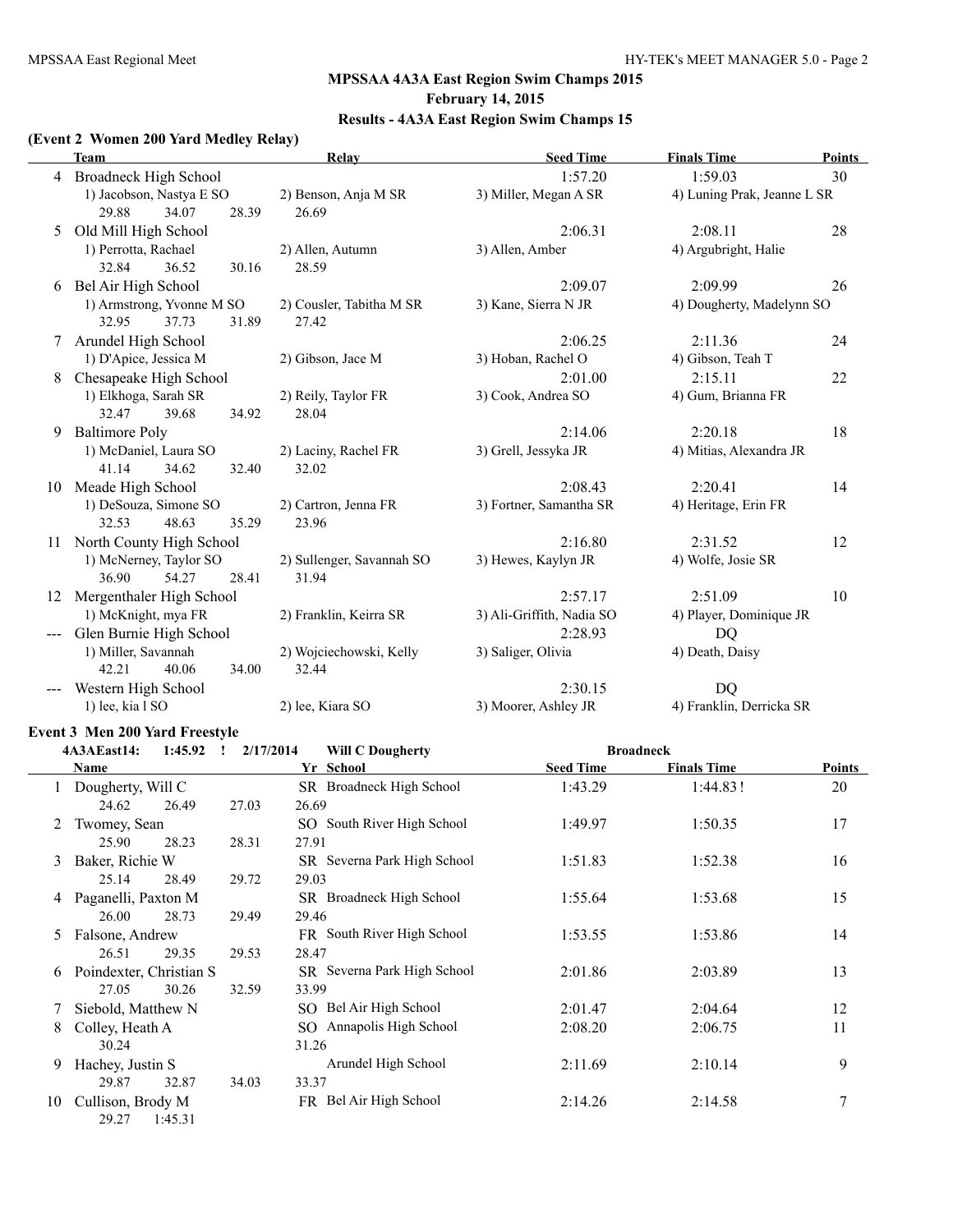## MPSSAA 4A3A East Region Swim Champs 2015
### February 14, 2015
### Results - 4A3A East Region Swim Champs 15

**(Event 2 Women 200 Yard Medley Relay)**

| | Team | Relay | | Seed Time | Finals Time | Points |
|---|---|---|---|---|---|---|
| 4 | Broadneck High School | | | 1:57.20 | 1:59.03 | 30 |
| | 1) Jacobson, Nastya E SO | 2) Benson, Anja M SR | 3) Miller, Megan A SR | 4) Luning Prak, Jeanne L SR | | |
| | 29.88 34.07 28.39 26.69 | | | | | |
| 5 | Old Mill High School | | | 2:06.31 | 2:08.11 | 28 |
| | 1) Perrotta, Rachael | 2) Allen, Autumn | 3) Allen, Amber | 4) Argubright, Halie | | |
| | 32.84 36.52 30.16 28.59 | | | | | |
| 6 | Bel Air High School | | | 2:09.07 | 2:09.99 | 26 |
| | 1) Armstrong, Yvonne M SO | 2) Cousler, Tabitha M SR | 3) Kane, Sierra N JR | 4) Dougherty, Madelynn SO | | |
| | 32.95 37.73 31.89 27.42 | | | | | |
| 7 | Arundel High School | | | 2:06.25 | 2:11.36 | 24 |
| | 1) D'Apice, Jessica M | 2) Gibson, Jace M | 3) Hoban, Rachel O | 4) Gibson, Teah T | | |
| 8 | Chesapeake High School | | | 2:01.00 | 2:15.11 | 22 |
| | 1) Elkhoga, Sarah SR | 2) Reily, Taylor FR | 3) Cook, Andrea SO | 4) Gum, Brianna FR | | |
| | 32.47 39.68 34.92 28.04 | | | | | |
| 9 | Baltimore Poly | | | 2:14.06 | 2:20.18 | 18 |
| | 1) McDaniel, Laura SO | 2) Laciny, Rachel FR | 3) Grell, Jessyka JR | 4) Mitias, Alexandra JR | | |
| | 41.14 34.62 32.40 32.02 | | | | | |
| 10 | Meade High School | | | 2:08.43 | 2:20.41 | 14 |
| | 1) DeSouza, Simone SO | 2) Cartron, Jenna FR | 3) Fortner, Samantha SR | 4) Heritage, Erin FR | | |
| | 32.53 48.63 35.29 23.96 | | | | | |
| 11 | North County High School | | | 2:16.80 | 2:31.52 | 12 |
| | 1) McNerney, Taylor SO | 2) Sullenger, Savannah SO | 3) Hewes, Kaylyn JR | 4) Wolfe, Josie SR | | |
| | 36.90 54.27 28.41 31.94 | | | | | |
| 12 | Mergenthaler High School | | | 2:57.17 | 2:51.09 | 10 |
| | 1) McKnight, mya FR | 2) Franklin, Keirra SR | 3) Ali-Griffith, Nadia SO | 4) Player, Dominique JR | | |
| --- | Glen Burnie High School | | | 2:28.93 | DQ | |
| | 1) Miller, Savannah | 2) Wojciechowski, Kelly | 3) Saliger, Olivia | 4) Death, Daisy | | |
| | 42.21 40.06 34.00 32.44 | | | | | |
| --- | Western High School | | | 2:30.15 | DQ | |
| | 1) lee, kia l SO | 2) lee, Kiara SO | 3) Moorer, Ashley JR | 4) Franklin, Derricka SR | | |

**Event 3 Men 200 Yard Freestyle**

4A3AEast14: 1:45.92 ! 2/17/2014 Will C Dougherty Broadneck

| | Name | Yr | School | Seed Time | Finals Time | Points |
|---|---|---|---|---|---|---|
| 1 | Dougherty, Will C | SR | Broadneck High School | 1:43.29 | 1:44.83 ! | 20 |
| | 24.62 26.49 27.03 26.69 | | | | | |
| 2 | Twomey, Sean | SO | South River High School | 1:49.97 | 1:50.35 | 17 |
| | 25.90 28.23 28.31 27.91 | | | | | |
| 3 | Baker, Richie W | SR | Severna Park High School | 1:51.83 | 1:52.38 | 16 |
| | 25.14 28.49 29.72 29.03 | | | | | |
| 4 | Paganelli, Paxton M | SR | Broadneck High School | 1:55.64 | 1:53.68 | 15 |
| | 26.00 28.73 29.49 29.46 | | | | | |
| 5 | Falsone, Andrew | FR | South River High School | 1:53.55 | 1:53.86 | 14 |
| | 26.51 29.35 29.53 28.47 | | | | | |
| 6 | Poindexter, Christian S | SR | Severna Park High School | 2:01.86 | 2:03.89 | 13 |
| | 27.05 30.26 32.59 33.99 | | | | | |
| 7 | Siebold, Matthew N | SO | Bel Air High School | 2:01.47 | 2:04.64 | 12 |
| 8 | Colley, Heath A | SO | Annapolis High School | 2:08.20 | 2:06.75 | 11 |
| | 30.24 31.26 | | | | | |
| 9 | Hachey, Justin S | | Arundel High School | 2:11.69 | 2:10.14 | 9 |
| | 29.87 32.87 34.03 33.37 | | | | | |
| 10 | Cullison, Brody M | FR | Bel Air High School | 2:14.26 | 2:14.58 | 7 |
| | 29.27 1:45.31 | | | | | |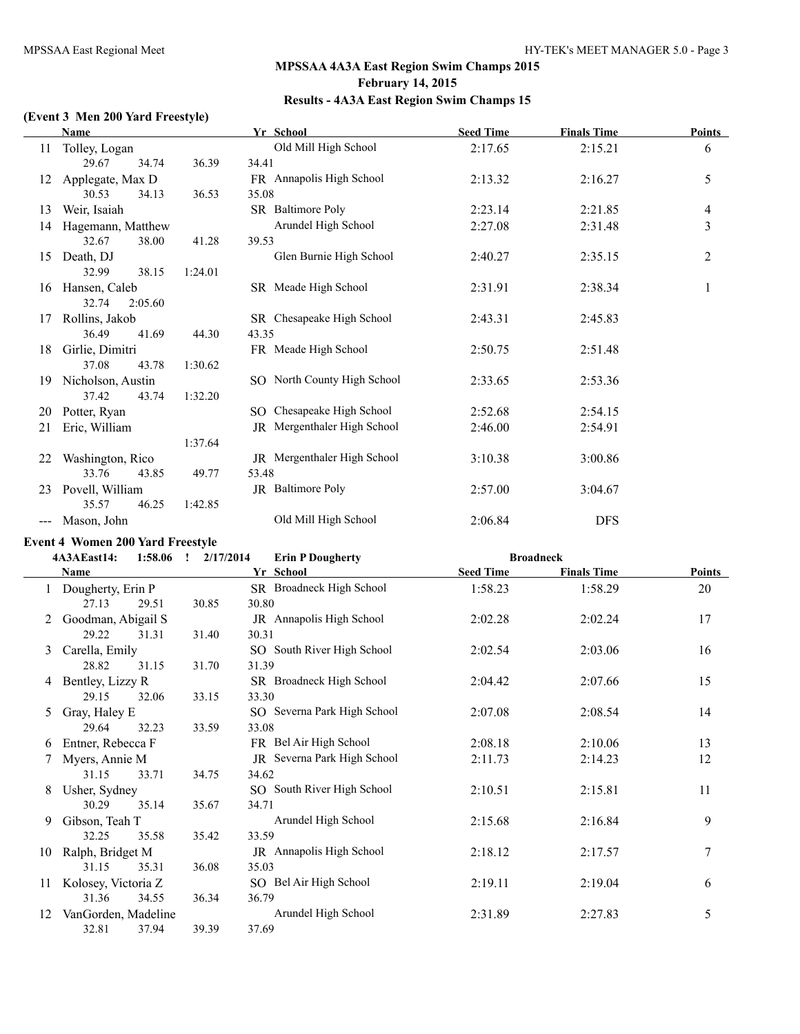## MPSSAA 4A3A East Region Swim Champs 2015
### February 14, 2015
### Results - 4A3A East Region Swim Champs 15

**(Event 3 Men 200 Yard Freestyle)**

| | Name | Yr | School | Seed Time | Finals Time | Points |
|---|---|---|---|---|---|---|
| 11 | Tolley, Logan | | Old Mill High School | 2:17.65 | 2:15.21 | 6 |
| | 29.67 34.74 36.39 34.41 | | | | | |
| 12 | Applegate, Max D | FR | Annapolis High School | 2:13.32 | 2:16.27 | 5 |
| | 30.53 34.13 36.53 35.08 | | | | | |
| 13 | Weir, Isaiah | SR | Baltimore Poly | 2:23.14 | 2:21.85 | 4 |
| 14 | Hagemann, Matthew | | Arundel High School | 2:27.08 | 2:31.48 | 3 |
| | 32.67 38.00 41.28 39.53 | | | | | |
| 15 | Death, DJ | | Glen Burnie High School | 2:40.27 | 2:35.15 | 2 |
| | 32.99 38.15 1:24.01 | | | | | |
| 16 | Hansen, Caleb | SR | Meade High School | 2:31.91 | 2:38.34 | 1 |
| | 32.74 2:05.60 | | | | | |
| 17 | Rollins, Jakob | SR | Chesapeake High School | 2:43.31 | 2:45.83 | |
| | 36.49 41.69 44.30 43.35 | | | | | |
| 18 | Girlie, Dimitri | FR | Meade High School | 2:50.75 | 2:51.48 | |
| | 37.08 43.78 1:30.62 | | | | | |
| 19 | Nicholson, Austin | SO | North County High School | 2:33.65 | 2:53.36 | |
| | 37.42 43.74 1:32.20 | | | | | |
| 20 | Potter, Ryan | SO | Chesapeake High School | 2:52.68 | 2:54.15 | |
| 21 | Eric, William | JR | Mergenthaler High School | 2:46.00 | 2:54.91 | |
| | 1:37.64 | | | | | |
| 22 | Washington, Rico | JR | Mergenthaler High School | 3:10.38 | 3:00.86 | |
| | 33.76 43.85 49.77 53.48 | | | | | |
| 23 | Povell, William | JR | Baltimore Poly | 2:57.00 | 3:04.67 | |
| | 35.57 46.25 1:42.85 | | | | | |
| --- | Mason, John | | Old Mill High School | 2:06.84 | DFS | |

**Event 4 Women 200 Yard Freestyle**

4A3AEast14: 1:58.06 ! 2/17/2014 Erin P Dougherty Broadneck

| | Name | Yr | School | Seed Time | Finals Time | Points |
|---|---|---|---|---|---|---|
| 1 | Dougherty, Erin P | SR | Broadneck High School | 1:58.23 | 1:58.29 | 20 |
| | 27.13 29.51 30.85 30.80 | | | | | |
| 2 | Goodman, Abigail S | JR | Annapolis High School | 2:02.28 | 2:02.24 | 17 |
| | 29.22 31.31 31.40 30.31 | | | | | |
| 3 | Carella, Emily | SO | South River High School | 2:02.54 | 2:03.06 | 16 |
| | 28.82 31.15 31.70 31.39 | | | | | |
| 4 | Bentley, Lizzy R | SR | Broadneck High School | 2:04.42 | 2:07.66 | 15 |
| | 29.15 32.06 33.15 33.30 | | | | | |
| 5 | Gray, Haley E | SO | Severna Park High School | 2:07.08 | 2:08.54 | 14 |
| | 29.64 32.23 33.59 33.08 | | | | | |
| 6 | Entner, Rebecca F | FR | Bel Air High School | 2:08.18 | 2:10.06 | 13 |
| 7 | Myers, Annie M | JR | Severna Park High School | 2:11.73 | 2:14.23 | 12 |
| | 31.15 33.71 34.75 34.62 | | | | | |
| 8 | Usher, Sydney | SO | South River High School | 2:10.51 | 2:15.81 | 11 |
| | 30.29 35.14 35.67 34.71 | | | | | |
| 9 | Gibson, Teah T | | Arundel High School | 2:15.68 | 2:16.84 | 9 |
| | 32.25 35.58 35.42 33.59 | | | | | |
| 10 | Ralph, Bridget M | JR | Annapolis High School | 2:18.12 | 2:17.57 | 7 |
| | 31.15 35.31 36.08 35.03 | | | | | |
| 11 | Kolosey, Victoria Z | SO | Bel Air High School | 2:19.11 | 2:19.04 | 6 |
| | 31.36 34.55 36.34 36.79 | | | | | |
| 12 | VanGorden, Madeline | | Arundel High School | 2:31.89 | 2:27.83 | 5 |
| | 32.81 37.94 39.39 37.69 | | | | | |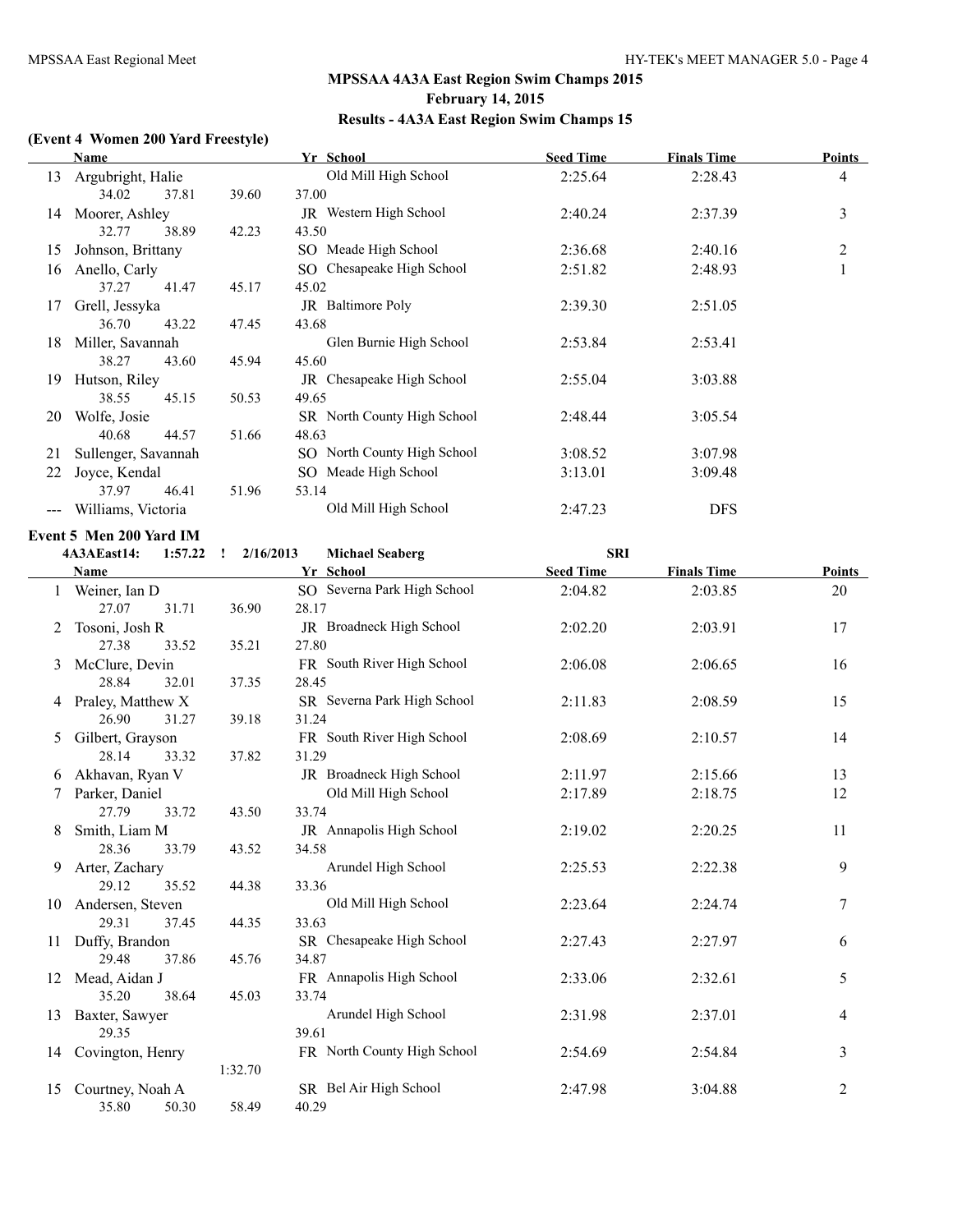## MPSSAA 4A3A East Region Swim Champs 2015
## February 14, 2015
## Results - 4A3A East Region Swim Champs 15

### (Event 4 Women 200 Yard Freestyle)

| | Name | Yr | School | Seed Time | Finals Time | Points |
|---|---|---|---|---|---|---|
| 13 | Argubright, Halie | | Old Mill High School | 2:25.64 | 2:28.43 | 4 |
| | 34.02 37.81 39.60 37.00 | | | | | |
| 14 | Moorer, Ashley | JR | Western High School | 2:40.24 | 2:37.39 | 3 |
| | 32.77 38.89 42.23 43.50 | | | | | |
| 15 | Johnson, Brittany | SO | Meade High School | 2:36.68 | 2:40.16 | 2 |
| 16 | Anello, Carly | SO | Chesapeake High School | 2:51.82 | 2:48.93 | 1 |
| | 37.27 41.47 45.17 45.02 | | | | | |
| 17 | Grell, Jessyka | JR | Baltimore Poly | 2:39.30 | 2:51.05 | |
| | 36.70 43.22 47.45 43.68 | | | | | |
| 18 | Miller, Savannah | | Glen Burnie High School | 2:53.84 | 2:53.41 | |
| | 38.27 43.60 45.94 45.60 | | | | | |
| 19 | Hutson, Riley | JR | Chesapeake High School | 2:55.04 | 3:03.88 | |
| | 38.55 45.15 50.53 49.65 | | | | | |
| 20 | Wolfe, Josie | SR | North County High School | 2:48.44 | 3:05.54 | |
| | 40.68 44.57 51.66 48.63 | | | | | |
| 21 | Sullenger, Savannah | SO | North County High School | 3:08.52 | 3:07.98 | |
| 22 | Joyce, Kendal | SO | Meade High School | 3:13.01 | 3:09.48 | |
| | 37.97 46.41 51.96 53.14 | | | | | |
| --- | Williams, Victoria | | Old Mill High School | 2:47.23 | DFS | |

### Event 5 Men 200 Yard IM

4A3AEast14: 1:57.22 ! 2/16/2013 Michael Seaberg SRI

| | Name | Yr | School | Seed Time | Finals Time | Points |
|---|---|---|---|---|---|---|
| 1 | Weiner, Ian D | SO | Severna Park High School | 2:04.82 | 2:03.85 | 20 |
| | 27.07 31.71 36.90 28.17 | | | | | |
| 2 | Tosoni, Josh R | JR | Broadneck High School | 2:02.20 | 2:03.91 | 17 |
| | 27.38 33.52 35.21 27.80 | | | | | |
| 3 | McClure, Devin | FR | South River High School | 2:06.08 | 2:06.65 | 16 |
| | 28.84 32.01 37.35 28.45 | | | | | |
| 4 | Praley, Matthew X | SR | Severna Park High School | 2:11.83 | 2:08.59 | 15 |
| | 26.90 31.27 39.18 31.24 | | | | | |
| 5 | Gilbert, Grayson | FR | South River High School | 2:08.69 | 2:10.57 | 14 |
| | 28.14 33.32 37.82 31.29 | | | | | |
| 6 | Akhavan, Ryan V | JR | Broadneck High School | 2:11.97 | 2:15.66 | 13 |
| 7 | Parker, Daniel | | Old Mill High School | 2:17.89 | 2:18.75 | 12 |
| | 27.79 33.72 43.50 33.74 | | | | | |
| 8 | Smith, Liam M | JR | Annapolis High School | 2:19.02 | 2:20.25 | 11 |
| | 28.36 33.79 43.52 34.58 | | | | | |
| 9 | Arter, Zachary | | Arundel High School | 2:25.53 | 2:22.38 | 9 |
| | 29.12 35.52 44.38 33.36 | | | | | |
| 10 | Andersen, Steven | | Old Mill High School | 2:23.64 | 2:24.74 | 7 |
| | 29.31 37.45 44.35 33.63 | | | | | |
| 11 | Duffy, Brandon | SR | Chesapeake High School | 2:27.43 | 2:27.97 | 6 |
| | 29.48 37.86 45.76 34.87 | | | | | |
| 12 | Mead, Aidan J | FR | Annapolis High School | 2:33.06 | 2:32.61 | 5 |
| | 35.20 38.64 45.03 33.74 | | | | | |
| 13 | Baxter, Sawyer | | Arundel High School | 2:31.98 | 2:37.01 | 4 |
| | 29.35 39.61 | | | | | |
| 14 | Covington, Henry | FR | North County High School | 2:54.69 | 2:54.84 | 3 |
| | 1:32.70 | | | | | |
| 15 | Courtney, Noah A | SR | Bel Air High School | 2:47.98 | 3:04.88 | 2 |
| | 35.80 50.30 58.49 40.29 | | | | | |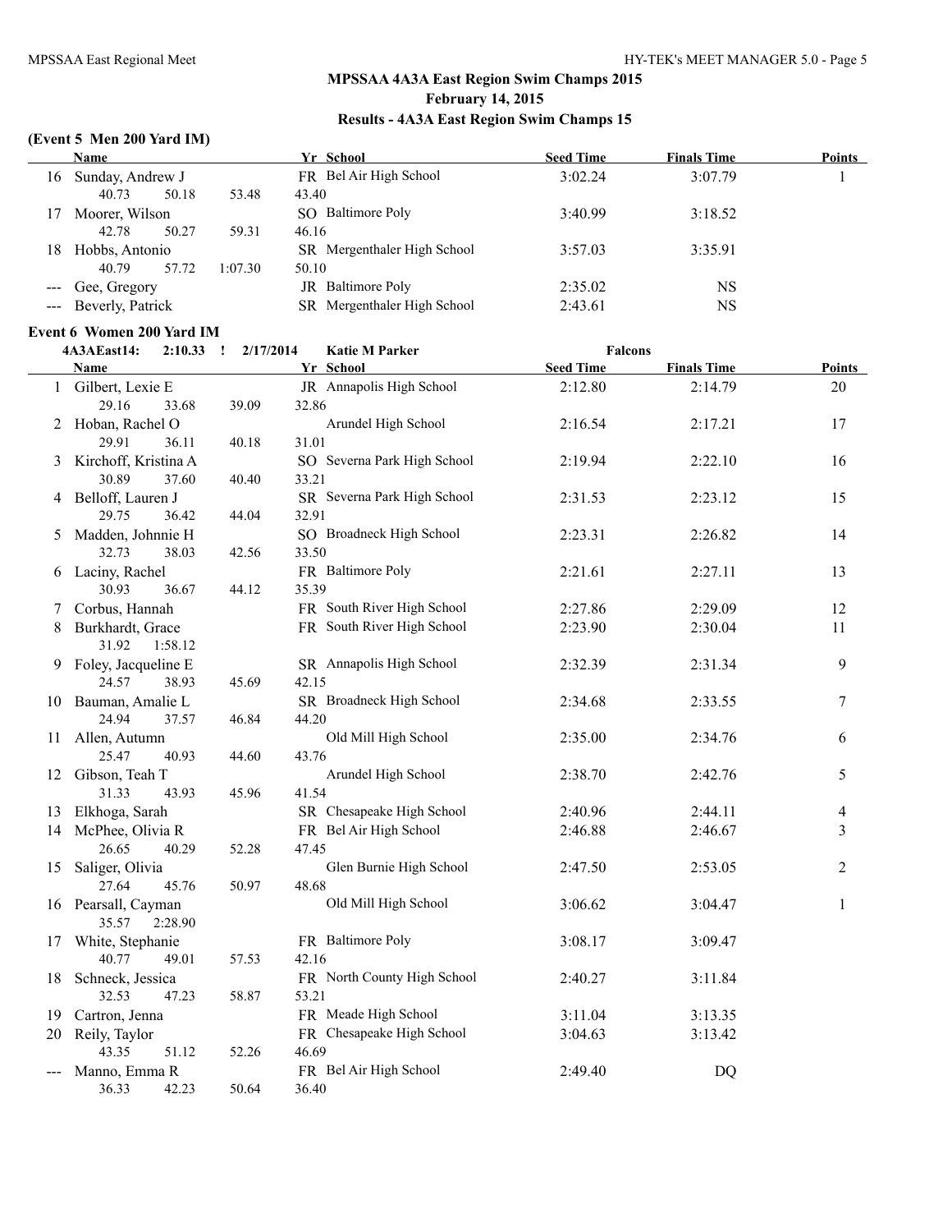## MPSSAA 4A3A East Region Swim Champs 2015
## February 14, 2015
## Results - 4A3A East Region Swim Champs 15

### (Event 5 Men 200 Yard IM)

| | Name | Yr | School | Seed Time | Finals Time | Points |
|---|---|---|---|---|---|---|
| 16 | Sunday, Andrew J | FR | Bel Air High School | 3:02.24 | 3:07.79 | 1 |
| | 40.73 50.18 53.48 43.40 | | | | | |
| 17 | Moorer, Wilson | SO | Baltimore Poly | 3:40.99 | 3:18.52 | |
| | 42.78 50.27 59.31 46.16 | | | | | |
| 18 | Hobbs, Antonio | SR | Mergenthaler High School | 3:57.03 | 3:35.91 | |
| | 40.79 57.72 1:07.30 50.10 | | | | | |
| --- | Gee, Gregory | JR | Baltimore Poly | 2:35.02 | NS | |
| --- | Beverly, Patrick | SR | Mergenthaler High School | 2:43.61 | NS | |

### Event 6 Women 200 Yard IM

4A3AEast14: 2:10.33 ! 2/17/2014 Katie M Parker Falcons

| | Name | Yr | School | Seed Time | Finals Time | Points |
|---|---|---|---|---|---|---|
| 1 | Gilbert, Lexie E | JR | Annapolis High School | 2:12.80 | 2:14.79 | 20 |
| | 29.16 33.68 39.09 32.86 | | | | | |
| 2 | Hoban, Rachel O | | Arundel High School | 2:16.54 | 2:17.21 | 17 |
| | 29.91 36.11 40.18 31.01 | | | | | |
| 3 | Kirchoff, Kristina A | SO | Severna Park High School | 2:19.94 | 2:22.10 | 16 |
| | 30.89 37.60 40.40 33.21 | | | | | |
| 4 | Belloff, Lauren J | SR | Severna Park High School | 2:31.53 | 2:23.12 | 15 |
| | 29.75 36.42 44.04 32.91 | | | | | |
| 5 | Madden, Johnnie H | SO | Broadneck High School | 2:23.31 | 2:26.82 | 14 |
| | 32.73 38.03 42.56 33.50 | | | | | |
| 6 | Laciny, Rachel | FR | Baltimore Poly | 2:21.61 | 2:27.11 | 13 |
| | 30.93 36.67 44.12 35.39 | | | | | |
| 7 | Corbus, Hannah | FR | South River High School | 2:27.86 | 2:29.09 | 12 |
| 8 | Burkhardt, Grace | FR | South River High School | 2:23.90 | 2:30.04 | 11 |
| | 31.92 1:58.12 | | | | | |
| 9 | Foley, Jacqueline E | SR | Annapolis High School | 2:32.39 | 2:31.34 | 9 |
| | 24.57 38.93 45.69 42.15 | | | | | |
| 10 | Bauman, Amalie L | SR | Broadneck High School | 2:34.68 | 2:33.55 | 7 |
| | 24.94 37.57 46.84 44.20 | | | | | |
| 11 | Allen, Autumn | | Old Mill High School | 2:35.00 | 2:34.76 | 6 |
| | 25.47 40.93 44.60 43.76 | | | | | |
| 12 | Gibson, Teah T | | Arundel High School | 2:38.70 | 2:42.76 | 5 |
| | 31.33 43.93 45.96 41.54 | | | | | |
| 13 | Elkhoga, Sarah | SR | Chesapeake High School | 2:40.96 | 2:44.11 | 4 |
| 14 | McPhee, Olivia R | FR | Bel Air High School | 2:46.88 | 2:46.67 | 3 |
| | 26.65 40.29 52.28 47.45 | | | | | |
| 15 | Saliger, Olivia | | Glen Burnie High School | 2:47.50 | 2:53.05 | 2 |
| | 27.64 45.76 50.97 48.68 | | | | | |
| 16 | Pearsall, Cayman | | Old Mill High School | 3:06.62 | 3:04.47 | 1 |
| | 35.57 2:28.90 | | | | | |
| 17 | White, Stephanie | FR | Baltimore Poly | 3:08.17 | 3:09.47 | |
| | 40.77 49.01 57.53 42.16 | | | | | |
| 18 | Schneck, Jessica | FR | North County High School | 2:40.27 | 3:11.84 | |
| | 32.53 47.23 58.87 53.21 | | | | | |
| 19 | Cartron, Jenna | FR | Meade High School | 3:11.04 | 3:13.35 | |
| 20 | Reily, Taylor | FR | Chesapeake High School | 3:04.63 | 3:13.42 | |
| | 43.35 51.12 52.26 46.69 | | | | | |
| --- | Manno, Emma R | FR | Bel Air High School | 2:49.40 | DQ | |
| | 36.33 42.23 50.64 36.40 | | | | | |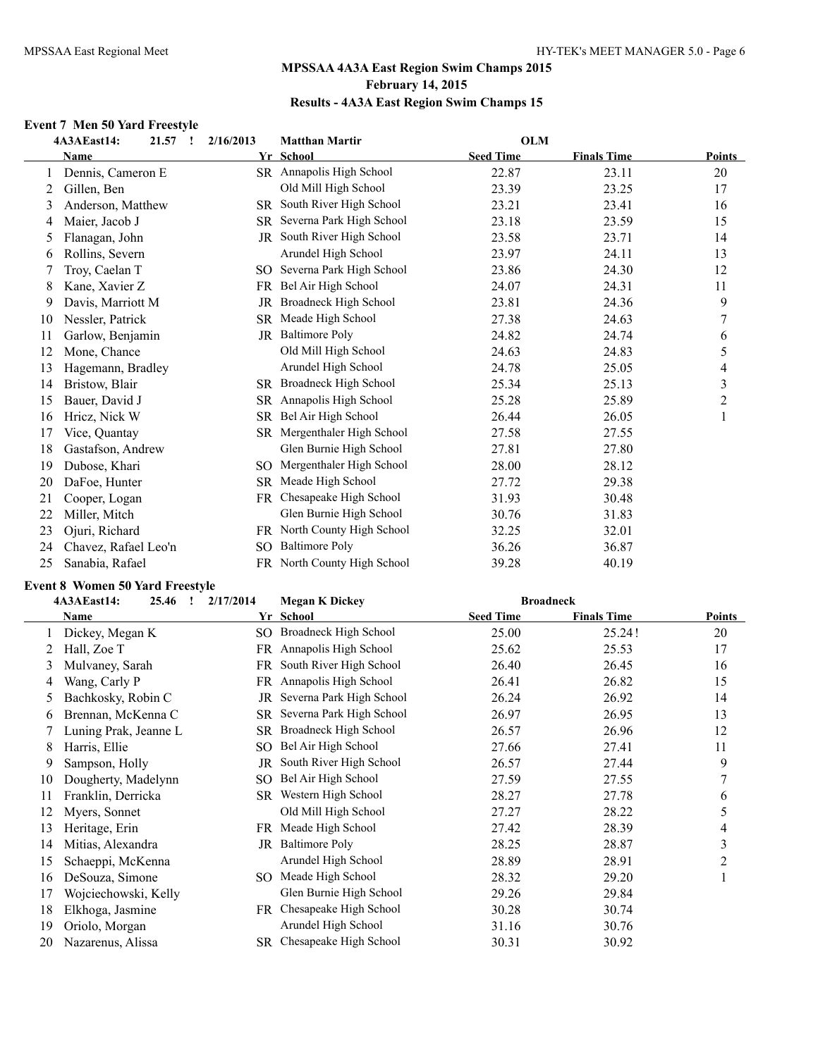## MPSSAA 4A3A East Region Swim Champs 2015

**February 14, 2015**

**Results - 4A3A East Region Swim Champs 15**

### Event 7 Men 50 Yard Freestyle

4A3AEast14: 21.57 ! 2/16/2013 Matthan Martir OLM

| | Name | Yr | School | Seed Time | Finals Time | Points |
|---|---|---|---|---|---|---|
| 1 | Dennis, Cameron E | SR | Annapolis High School | 22.87 | 23.11 | 20 |
| 2 | Gillen, Ben | | Old Mill High School | 23.39 | 23.25 | 17 |
| 3 | Anderson, Matthew | SR | South River High School | 23.21 | 23.41 | 16 |
| 4 | Maier, Jacob J | SR | Severna Park High School | 23.18 | 23.59 | 15 |
| 5 | Flanagan, John | JR | South River High School | 23.58 | 23.71 | 14 |
| 6 | Rollins, Severn | | Arundel High School | 23.97 | 24.11 | 13 |
| 7 | Troy, Caelan T | SO | Severna Park High School | 23.86 | 24.30 | 12 |
| 8 | Kane, Xavier Z | FR | Bel Air High School | 24.07 | 24.31 | 11 |
| 9 | Davis, Marriott M | JR | Broadneck High School | 23.81 | 24.36 | 9 |
| 10 | Nessler, Patrick | SR | Meade High School | 27.38 | 24.63 | 7 |
| 11 | Garlow, Benjamin | JR | Baltimore Poly | 24.82 | 24.74 | 6 |
| 12 | Mone, Chance | | Old Mill High School | 24.63 | 24.83 | 5 |
| 13 | Hagemann, Bradley | | Arundel High School | 24.78 | 25.05 | 4 |
| 14 | Bristow, Blair | SR | Broadneck High School | 25.34 | 25.13 | 3 |
| 15 | Bauer, David J | SR | Annapolis High School | 25.28 | 25.89 | 2 |
| 16 | Hricz, Nick W | SR | Bel Air High School | 26.44 | 26.05 | 1 |
| 17 | Vice, Quantay | SR | Mergenthaler High School | 27.58 | 27.55 | |
| 18 | Gastafson, Andrew | | Glen Burnie High School | 27.81 | 27.80 | |
| 19 | Dubose, Khari | SO | Mergenthaler High School | 28.00 | 28.12 | |
| 20 | DaFoe, Hunter | SR | Meade High School | 27.72 | 29.38 | |
| 21 | Cooper, Logan | FR | Chesapeake High School | 31.93 | 30.48 | |
| 22 | Miller, Mitch | | Glen Burnie High School | 30.76 | 31.83 | |
| 23 | Ojuri, Richard | FR | North County High School | 32.25 | 32.01 | |
| 24 | Chavez, Rafael Leo'n | SO | Baltimore Poly | 36.26 | 36.87 | |
| 25 | Sanabia, Rafael | FR | North County High School | 39.28 | 40.19 | |

### Event 8 Women 50 Yard Freestyle

4A3AEast14: 25.46 ! 2/17/2014 Megan K Dickey Broadneck

| | Name | Yr | School | Seed Time | Finals Time | Points |
|---|---|---|---|---|---|---|
| 1 | Dickey, Megan K | SO | Broadneck High School | 25.00 | 25.24! | 20 |
| 2 | Hall, Zoe T | FR | Annapolis High School | 25.62 | 25.53 | 17 |
| 3 | Mulvaney, Sarah | FR | South River High School | 26.40 | 26.45 | 16 |
| 4 | Wang, Carly P | FR | Annapolis High School | 26.41 | 26.82 | 15 |
| 5 | Bachkosky, Robin C | JR | Severna Park High School | 26.24 | 26.92 | 14 |
| 6 | Brennan, McKenna C | SR | Severna Park High School | 26.97 | 26.95 | 13 |
| 7 | Luning Prak, Jeanne L | SR | Broadneck High School | 26.57 | 26.96 | 12 |
| 8 | Harris, Ellie | SO | Bel Air High School | 27.66 | 27.41 | 11 |
| 9 | Sampson, Holly | JR | South River High School | 26.57 | 27.44 | 9 |
| 10 | Dougherty, Madelynn | SO | Bel Air High School | 27.59 | 27.55 | 7 |
| 11 | Franklin, Derricka | SR | Western High School | 28.27 | 27.78 | 6 |
| 12 | Myers, Sonnet | | Old Mill High School | 27.27 | 28.22 | 5 |
| 13 | Heritage, Erin | FR | Meade High School | 27.42 | 28.39 | 4 |
| 14 | Mitias, Alexandra | JR | Baltimore Poly | 28.25 | 28.87 | 3 |
| 15 | Schaeppi, McKenna | | Arundel High School | 28.89 | 28.91 | 2 |
| 16 | DeSouza, Simone | SO | Meade High School | 28.32 | 29.20 | 1 |
| 17 | Wojciechowski, Kelly | | Glen Burnie High School | 29.26 | 29.84 | |
| 18 | Elkhoga, Jasmine | FR | Chesapeake High School | 30.28 | 30.74 | |
| 19 | Oriolo, Morgan | | Arundel High School | 31.16 | 30.76 | |
| 20 | Nazarenus, Alissa | SR | Chesapeake High School | 30.31 | 30.92 | |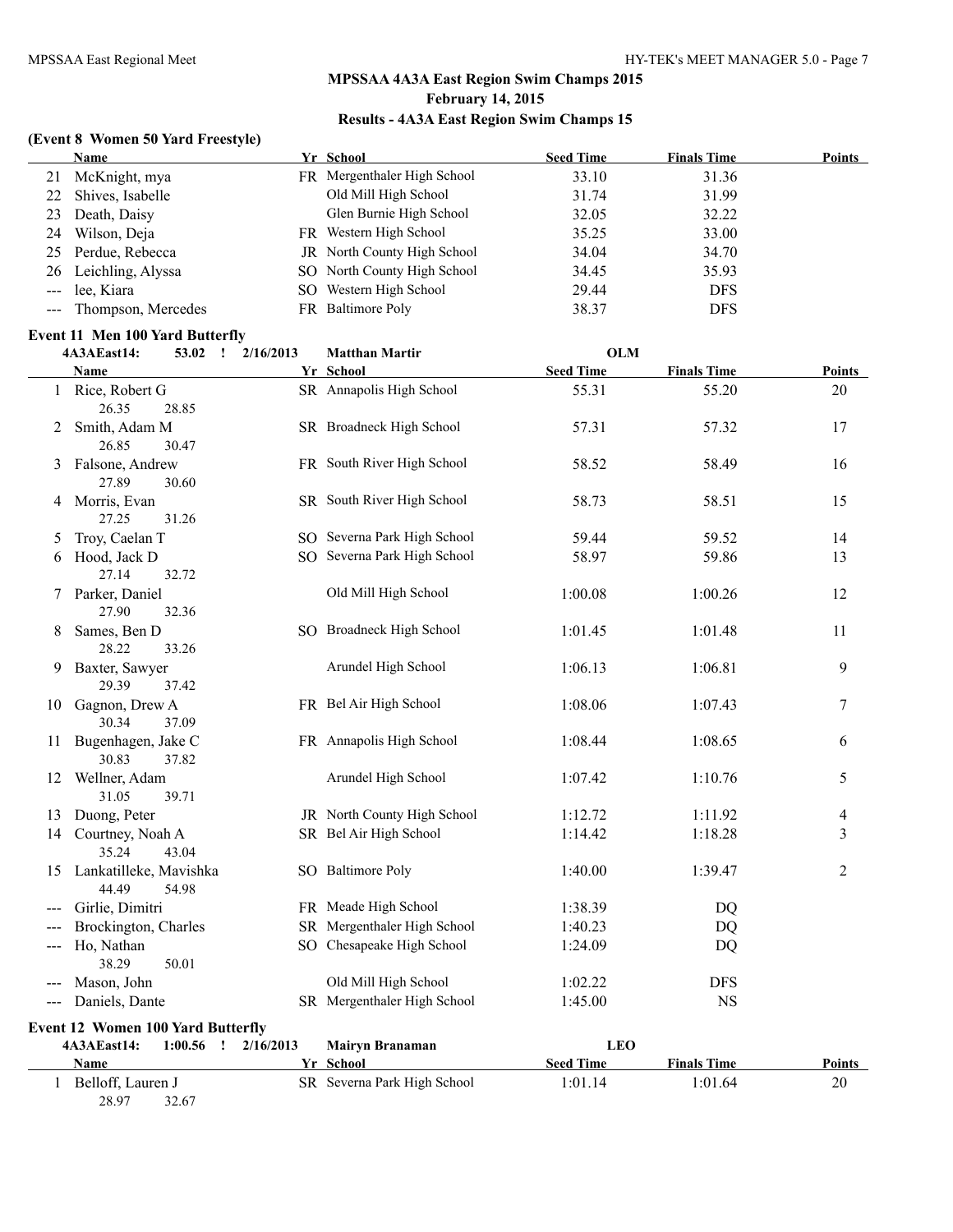## MPSSAA 4A3A East Region Swim Champs 2015
### February 14, 2015
### Results - 4A3A East Region Swim Champs 15

**(Event 8 Women 50 Yard Freestyle)**

| | Name | Yr | School | Seed Time | Finals Time | Points |
|---|---|---|---|---|---|---|
| 21 | McKnight, mya | FR | Mergenthaler High School | 33.10 | 31.36 | |
| 22 | Shives, Isabelle | | Old Mill High School | 31.74 | 31.99 | |
| 23 | Death, Daisy | | Glen Burnie High School | 32.05 | 32.22 | |
| 24 | Wilson, Deja | FR | Western High School | 35.25 | 33.00 | |
| 25 | Perdue, Rebecca | JR | North County High School | 34.04 | 34.70 | |
| 26 | Leichling, Alyssa | SO | North County High School | 34.45 | 35.93 | |
| --- | lee, Kiara | SO | Western High School | 29.44 | DFS | |
| --- | Thompson, Mercedes | FR | Baltimore Poly | 38.37 | DFS | |

**Event 11 Men 100 Yard Butterfly**

4A3AEast14: 53.02 ! 2/16/2013 Matthan Martir OLM

| | Name | Yr | School | Seed Time | Finals Time | Points |
|---|---|---|---|---|---|---|
| 1 | Rice, Robert G | SR | Annapolis High School | 55.31 | 55.20 | 20 |
| | 26.35 28.85 | | | | | |
| 2 | Smith, Adam M | SR | Broadneck High School | 57.31 | 57.32 | 17 |
| | 26.85 30.47 | | | | | |
| 3 | Falsone, Andrew | FR | South River High School | 58.52 | 58.49 | 16 |
| | 27.89 30.60 | | | | | |
| 4 | Morris, Evan | SR | South River High School | 58.73 | 58.51 | 15 |
| | 27.25 31.26 | | | | | |
| 5 | Troy, Caelan T | SO | Severna Park High School | 59.44 | 59.52 | 14 |
| 6 | Hood, Jack D | SO | Severna Park High School | 58.97 | 59.86 | 13 |
| | 27.14 32.72 | | | | | |
| 7 | Parker, Daniel | | Old Mill High School | 1:00.08 | 1:00.26 | 12 |
| | 27.90 32.36 | | | | | |
| 8 | Sames, Ben D | SO | Broadneck High School | 1:01.45 | 1:01.48 | 11 |
| | 28.22 33.26 | | | | | |
| 9 | Baxter, Sawyer | | Arundel High School | 1:06.13 | 1:06.81 | 9 |
| | 29.39 37.42 | | | | | |
| 10 | Gagnon, Drew A | FR | Bel Air High School | 1:08.06 | 1:07.43 | 7 |
| | 30.34 37.09 | | | | | |
| 11 | Bugenhagen, Jake C | FR | Annapolis High School | 1:08.44 | 1:08.65 | 6 |
| | 30.83 37.82 | | | | | |
| 12 | Wellner, Adam | | Arundel High School | 1:07.42 | 1:10.76 | 5 |
| | 31.05 39.71 | | | | | |
| 13 | Duong, Peter | JR | North County High School | 1:12.72 | 1:11.92 | 4 |
| 14 | Courtney, Noah A | SR | Bel Air High School | 1:14.42 | 1:18.28 | 3 |
| | 35.24 43.04 | | | | | |
| 15 | Lankatilleke, Mavishka | SO | Baltimore Poly | 1:40.00 | 1:39.47 | 2 |
| | 44.49 54.98 | | | | | |
| --- | Girlie, Dimitri | FR | Meade High School | 1:38.39 | DQ | |
| --- | Brockington, Charles | SR | Mergenthaler High School | 1:40.23 | DQ | |
| --- | Ho, Nathan | SO | Chesapeake High School | 1:24.09 | DQ | |
| | 38.29 50.01 | | | | | |
| --- | Mason, John | | Old Mill High School | 1:02.22 | DFS | |
| --- | Daniels, Dante | SR | Mergenthaler High School | 1:45.00 | NS | |

**Event 12 Women 100 Yard Butterfly**

4A3AEast14: 1:00.56 ! 2/16/2013 Mairyn Branaman LEO

| | Name | Yr | School | Seed Time | Finals Time | Points |
|---|---|---|---|---|---|---|
| 1 | Belloff, Lauren J | SR | Severna Park High School | 1:01.14 | 1:01.64 | 20 |
| | 28.97 32.67 | | | | | |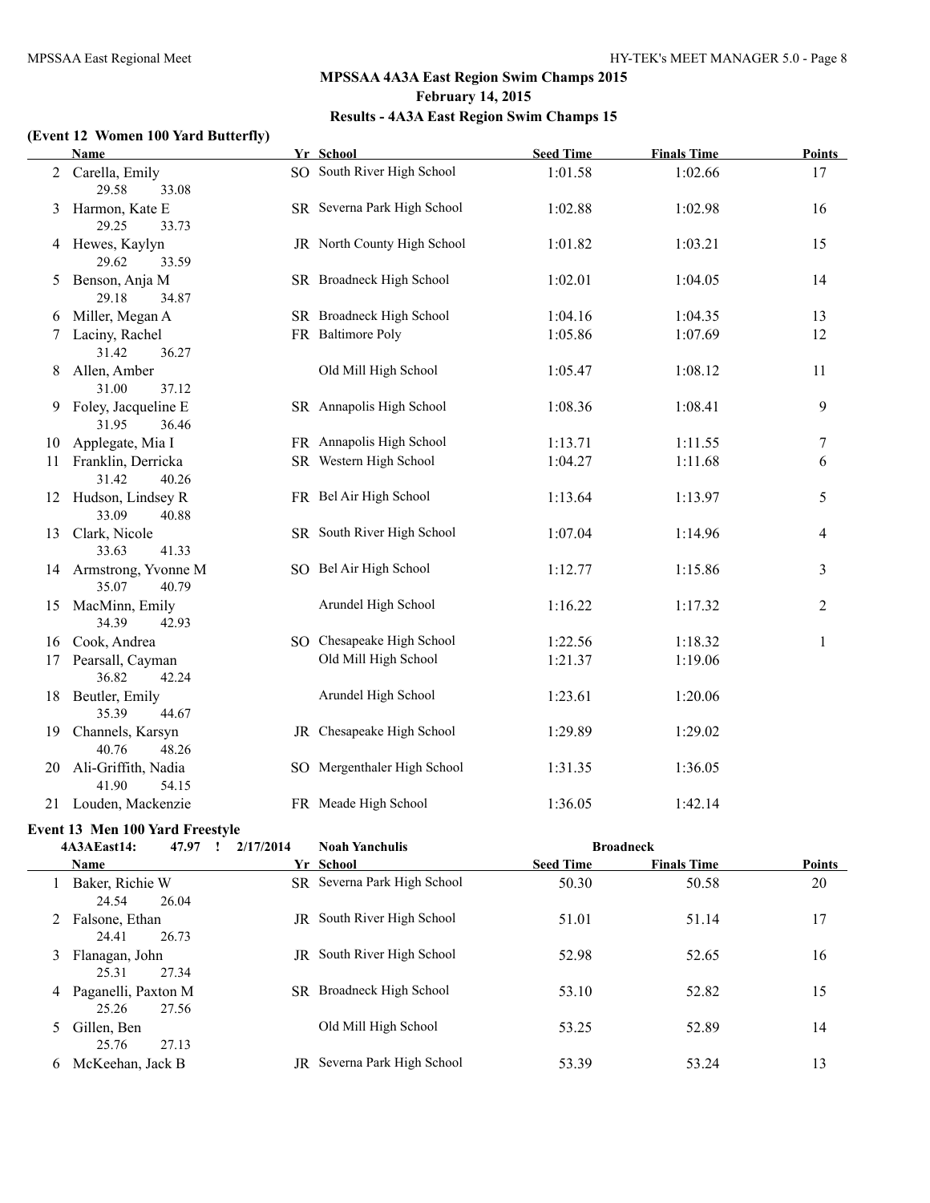# MPSSAA 4A3A East Region Swim Champs 2015

**February 14, 2015**

**Results - 4A3A East Region Swim Champs 15**

### (Event 12 Women 100 Yard Butterfly)

| | Name | Yr | School | Seed Time | Finals Time | Points |
|---|---|---|---|---|---|---|
| 2 | Carella, Emily<br>29.58 33.08 | SO | South River High School | 1:01.58 | 1:02.66 | 17 |
| 3 | Harmon, Kate E<br>29.25 33.73 | SR | Severna Park High School | 1:02.88 | 1:02.98 | 16 |
| 4 | Hewes, Kaylyn<br>29.62 33.59 | JR | North County High School | 1:01.82 | 1:03.21 | 15 |
| 5 | Benson, Anja M<br>29.18 34.87 | SR | Broadneck High School | 1:02.01 | 1:04.05 | 14 |
| 6 | Miller, Megan A | SR | Broadneck High School | 1:04.16 | 1:04.35 | 13 |
| 7 | Laciny, Rachel<br>31.42 36.27 | FR | Baltimore Poly | 1:05.86 | 1:07.69 | 12 |
| 8 | Allen, Amber<br>31.00 37.12 | | Old Mill High School | 1:05.47 | 1:08.12 | 11 |
| 9 | Foley, Jacqueline E<br>31.95 36.46 | SR | Annapolis High School | 1:08.36 | 1:08.41 | 9 |
| 10 | Applegate, Mia I | FR | Annapolis High School | 1:13.71 | 1:11.55 | 7 |
| 11 | Franklin, Derricka<br>31.42 40.26 | SR | Western High School | 1:04.27 | 1:11.68 | 6 |
| 12 | Hudson, Lindsey R<br>33.09 40.88 | FR | Bel Air High School | 1:13.64 | 1:13.97 | 5 |
| 13 | Clark, Nicole<br>33.63 41.33 | SR | South River High School | 1:07.04 | 1:14.96 | 4 |
| 14 | Armstrong, Yvonne M<br>35.07 40.79 | SO | Bel Air High School | 1:12.77 | 1:15.86 | 3 |
| 15 | MacMinn, Emily<br>34.39 42.93 | | Arundel High School | 1:16.22 | 1:17.32 | 2 |
| 16 | Cook, Andrea | SO | Chesapeake High School | 1:22.56 | 1:18.32 | 1 |
| 17 | Pearsall, Cayman<br>36.82 42.24 | | Old Mill High School | 1:21.37 | 1:19.06 | |
| 18 | Beutler, Emily<br>35.39 44.67 | | Arundel High School | 1:23.61 | 1:20.06 | |
| 19 | Channels, Karsyn<br>40.76 48.26 | JR | Chesapeake High School | 1:29.89 | 1:29.02 | |
| 20 | Ali-Griffith, Nadia<br>41.90 54.15 | SO | Mergenthaler High School | 1:31.35 | 1:36.05 | |
| 21 | Louden, Mackenzie | FR | Meade High School | 1:36.05 | 1:42.14 | |

### Event 13 Men 100 Yard Freestyle

4A3AEast14: 47.97 ! 2/17/2014 Noah Yanchulis Broadneck

| | Name | Yr | School | Seed Time | Finals Time | Points |
|---|---|---|---|---|---|---|
| 1 | Baker, Richie W<br>24.54 26.04 | SR | Severna Park High School | 50.30 | 50.58 | 20 |
| 2 | Falsone, Ethan<br>24.41 26.73 | JR | South River High School | 51.01 | 51.14 | 17 |
| 3 | Flanagan, John<br>25.31 27.34 | JR | South River High School | 52.98 | 52.65 | 16 |
| 4 | Paganelli, Paxton M<br>25.26 27.56 | SR | Broadneck High School | 53.10 | 52.82 | 15 |
| 5 | Gillen, Ben<br>25.76 27.13 | | Old Mill High School | 53.25 | 52.89 | 14 |
| 6 | McKeehan, Jack B | JR | Severna Park High School | 53.39 | 53.24 | 13 |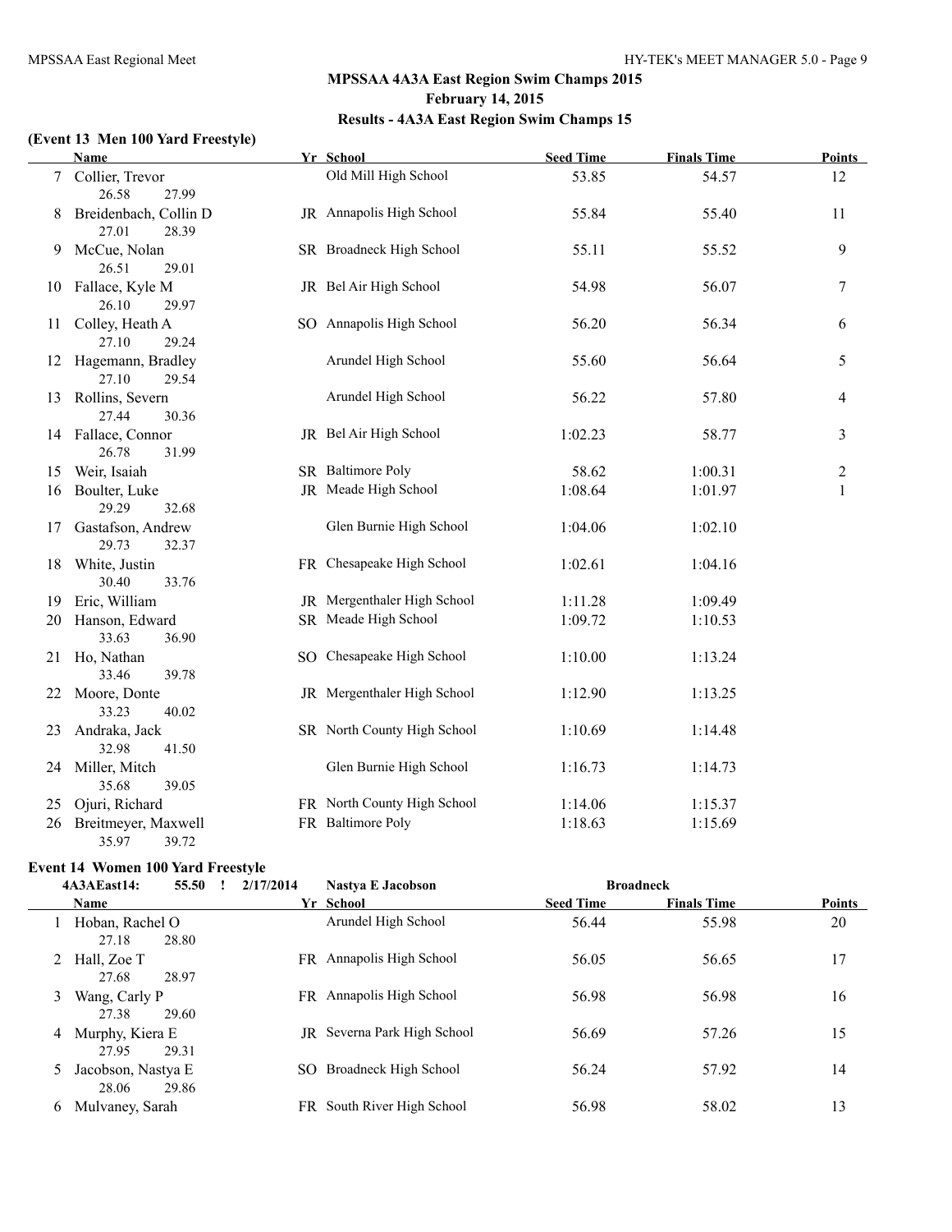## MPSSAA 4A3A East Region Swim Champs 2015
## February 14, 2015
## Results - 4A3A East Region Swim Champs 15

### (Event 13 Men 100 Yard Freestyle)

| | Name | Yr | School | Seed Time | Finals Time | Points |
|---|---|---|---|---|---|---|
| 7 | Collier, Trevor | | Old Mill High School | 53.85 | 54.57 | 12 |
| | 26.58 27.99 | | | | | |
| 8 | Breidenbach, Collin D | JR | Annapolis High School | 55.84 | 55.40 | 11 |
| | 27.01 28.39 | | | | | |
| 9 | McCue, Nolan | SR | Broadneck High School | 55.11 | 55.52 | 9 |
| | 26.51 29.01 | | | | | |
| 10 | Fallace, Kyle M | JR | Bel Air High School | 54.98 | 56.07 | 7 |
| | 26.10 29.97 | | | | | |
| 11 | Colley, Heath A | SO | Annapolis High School | 56.20 | 56.34 | 6 |
| | 27.10 29.24 | | | | | |
| 12 | Hagemann, Bradley | | Arundel High School | 55.60 | 56.64 | 5 |
| | 27.10 29.54 | | | | | |
| 13 | Rollins, Severn | | Arundel High School | 56.22 | 57.80 | 4 |
| | 27.44 30.36 | | | | | |
| 14 | Fallace, Connor | JR | Bel Air High School | 1:02.23 | 58.77 | 3 |
| | 26.78 31.99 | | | | | |
| 15 | Weir, Isaiah | SR | Baltimore Poly | 58.62 | 1:00.31 | 2 |
| 16 | Boulter, Luke | JR | Meade High School | 1:08.64 | 1:01.97 | 1 |
| | 29.29 32.68 | | | | | |
| 17 | Gastafson, Andrew | | Glen Burnie High School | 1:04.06 | 1:02.10 | |
| | 29.73 32.37 | | | | | |
| 18 | White, Justin | FR | Chesapeake High School | 1:02.61 | 1:04.16 | |
| | 30.40 33.76 | | | | | |
| 19 | Eric, William | JR | Mergenthaler High School | 1:11.28 | 1:09.49 | |
| 20 | Hanson, Edward | SR | Meade High School | 1:09.72 | 1:10.53 | |
| | 33.63 36.90 | | | | | |
| 21 | Ho, Nathan | SO | Chesapeake High School | 1:10.00 | 1:13.24 | |
| | 33.46 39.78 | | | | | |
| 22 | Moore, Donte | JR | Mergenthaler High School | 1:12.90 | 1:13.25 | |
| | 33.23 40.02 | | | | | |
| 23 | Andraka, Jack | SR | North County High School | 1:10.69 | 1:14.48 | |
| | 32.98 41.50 | | | | | |
| 24 | Miller, Mitch | | Glen Burnie High School | 1:16.73 | 1:14.73 | |
| | 35.68 39.05 | | | | | |
| 25 | Ojuri, Richard | FR | North County High School | 1:14.06 | 1:15.37 | |
| 26 | Breitmeyer, Maxwell | FR | Baltimore Poly | 1:18.63 | 1:15.69 | |
| | 35.97 39.72 | | | | | |

### Event 14 Women 100 Yard Freestyle

4A3AEast14: 55.50 ! 2/17/2014 Nastya E Jacobson Broadneck

| | Name | Yr | School | Seed Time | Finals Time | Points |
|---|---|---|---|---|---|---|
| 1 | Hoban, Rachel O | | Arundel High School | 56.44 | 55.98 | 20 |
| | 27.18 28.80 | | | | | |
| 2 | Hall, Zoe T | FR | Annapolis High School | 56.05 | 56.65 | 17 |
| | 27.68 28.97 | | | | | |
| 3 | Wang, Carly P | FR | Annapolis High School | 56.98 | 56.98 | 16 |
| | 27.38 29.60 | | | | | |
| 4 | Murphy, Kiera E | JR | Severna Park High School | 56.69 | 57.26 | 15 |
| | 27.95 29.31 | | | | | |
| 5 | Jacobson, Nastya E | SO | Broadneck High School | 56.24 | 57.92 | 14 |
| | 28.06 29.86 | | | | | |
| 6 | Mulvaney, Sarah | FR | South River High School | 56.98 | 58.02 | 13 |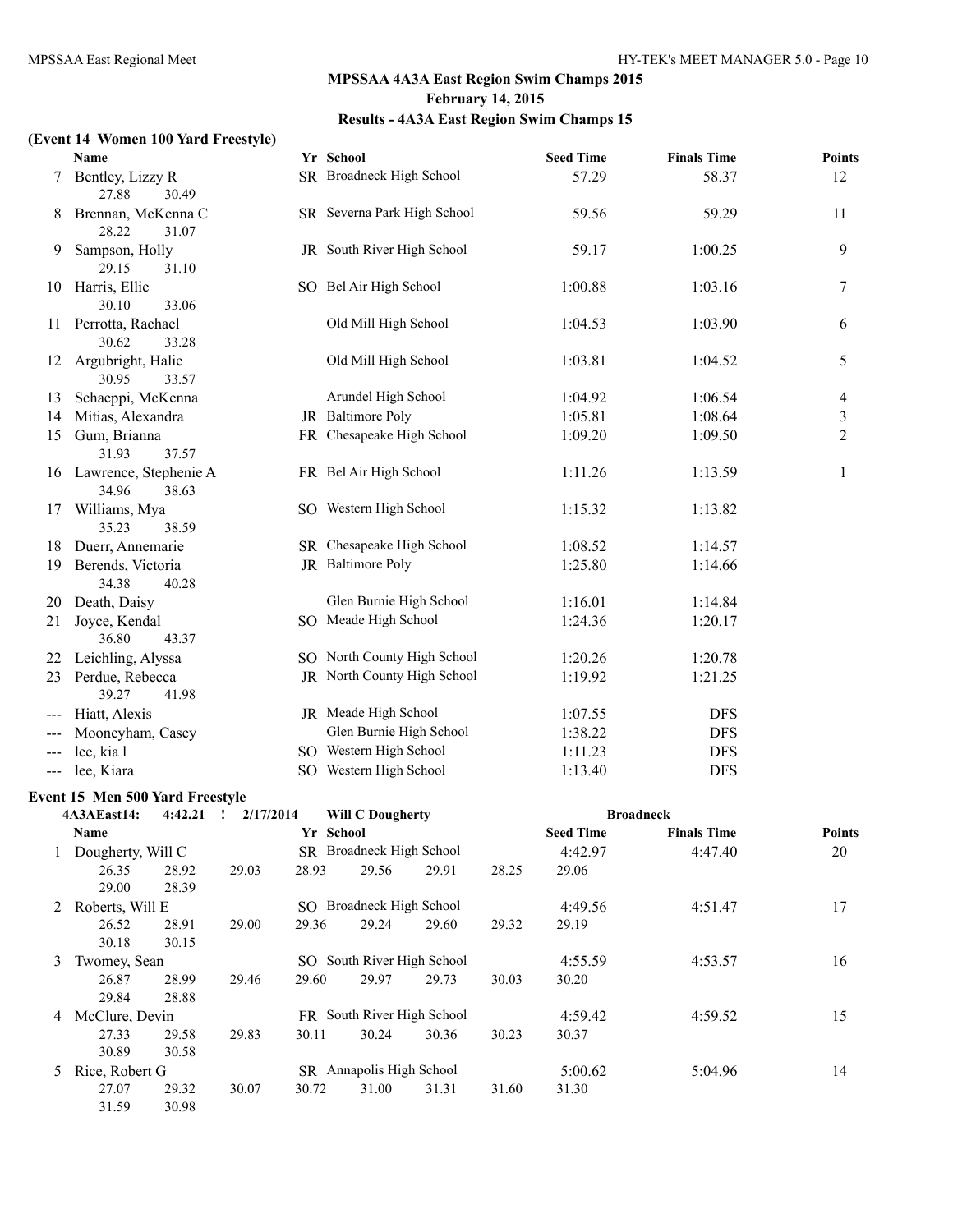## MPSSAA 4A3A East Region Swim Champs 2015
### February 14, 2015
### Results - 4A3A East Region Swim Champs 15

**(Event 14 Women 100 Yard Freestyle)**

| | Name | Yr | School | Seed Time | Finals Time | Points |
|---|---|---|---|---|---|---|
| 7 | Bentley, Lizzy R | SR | Broadneck High School | 57.29 | 58.37 | 12 |
| | 27.88 30.49 | | | | | |
| 8 | Brennan, McKenna C | SR | Severna Park High School | 59.56 | 59.29 | 11 |
| | 28.22 31.07 | | | | | |
| 9 | Sampson, Holly | JR | South River High School | 59.17 | 1:00.25 | 9 |
| | 29.15 31.10 | | | | | |
| 10 | Harris, Ellie | SO | Bel Air High School | 1:00.88 | 1:03.16 | 7 |
| | 30.10 33.06 | | | | | |
| 11 | Perrotta, Rachael | | Old Mill High School | 1:04.53 | 1:03.90 | 6 |
| | 30.62 33.28 | | | | | |
| 12 | Argubright, Halie | | Old Mill High School | 1:03.81 | 1:04.52 | 5 |
| | 30.95 33.57 | | | | | |
| 13 | Schaeppi, McKenna | | Arundel High School | 1:04.92 | 1:06.54 | 4 |
| 14 | Mitias, Alexandra | JR | Baltimore Poly | 1:05.81 | 1:08.64 | 3 |
| 15 | Gum, Brianna | FR | Chesapeake High School | 1:09.20 | 1:09.50 | 2 |
| | 31.93 37.57 | | | | | |
| 16 | Lawrence, Stephenie A | FR | Bel Air High School | 1:11.26 | 1:13.59 | 1 |
| | 34.96 38.63 | | | | | |
| 17 | Williams, Mya | SO | Western High School | 1:15.32 | 1:13.82 | |
| | 35.23 38.59 | | | | | |
| 18 | Duerr, Annemarie | SR | Chesapeake High School | 1:08.52 | 1:14.57 | |
| 19 | Berends, Victoria | JR | Baltimore Poly | 1:25.80 | 1:14.66 | |
| | 34.38 40.28 | | | | | |
| 20 | Death, Daisy | | Glen Burnie High School | 1:16.01 | 1:14.84 | |
| 21 | Joyce, Kendal | SO | Meade High School | 1:24.36 | 1:20.17 | |
| | 36.80 43.37 | | | | | |
| 22 | Leichling, Alyssa | SO | North County High School | 1:20.26 | 1:20.78 | |
| 23 | Perdue, Rebecca | JR | North County High School | 1:19.92 | 1:21.25 | |
| | 39.27 41.98 | | | | | |
| --- | Hiatt, Alexis | JR | Meade High School | 1:07.55 | DFS | |
| --- | Mooneyham, Casey | | Glen Burnie High School | 1:38.22 | DFS | |
| --- | lee, kia l | SO | Western High School | 1:11.23 | DFS | |
| --- | lee, Kiara | SO | Western High School | 1:13.40 | DFS | |

**Event 15 Men 500 Yard Freestyle**

4A3AEast14: 4:42.21 ! 2/17/2014 Will C Dougherty Broadneck

| | Name | Yr | School | Seed Time | Finals Time | Points |
|---|---|---|---|---|---|---|
| 1 | Dougherty, Will C | SR | Broadneck High School | 4:42.97 | 4:47.40 | 20 |
| | 26.35 28.92 29.03 28.93 29.56 29.91 28.25 29.06 29.00 28.39 | | | | | |
| 2 | Roberts, Will E | SO | Broadneck High School | 4:49.56 | 4:51.47 | 17 |
| | 26.52 28.91 29.00 29.36 29.24 29.60 29.32 29.19 30.18 30.15 | | | | | |
| 3 | Twomey, Sean | SO | South River High School | 4:55.59 | 4:53.57 | 16 |
| | 26.87 28.99 29.46 29.60 29.97 29.73 30.03 30.20 29.84 28.88 | | | | | |
| 4 | McClure, Devin | FR | South River High School | 4:59.42 | 4:59.52 | 15 |
| | 27.33 29.58 29.83 30.11 30.24 30.36 30.23 30.37 30.89 30.58 | | | | | |
| 5 | Rice, Robert G | SR | Annapolis High School | 5:00.62 | 5:04.96 | 14 |
| | 27.07 29.32 30.07 30.72 31.00 31.31 31.60 31.30 31.59 30.98 | | | | | |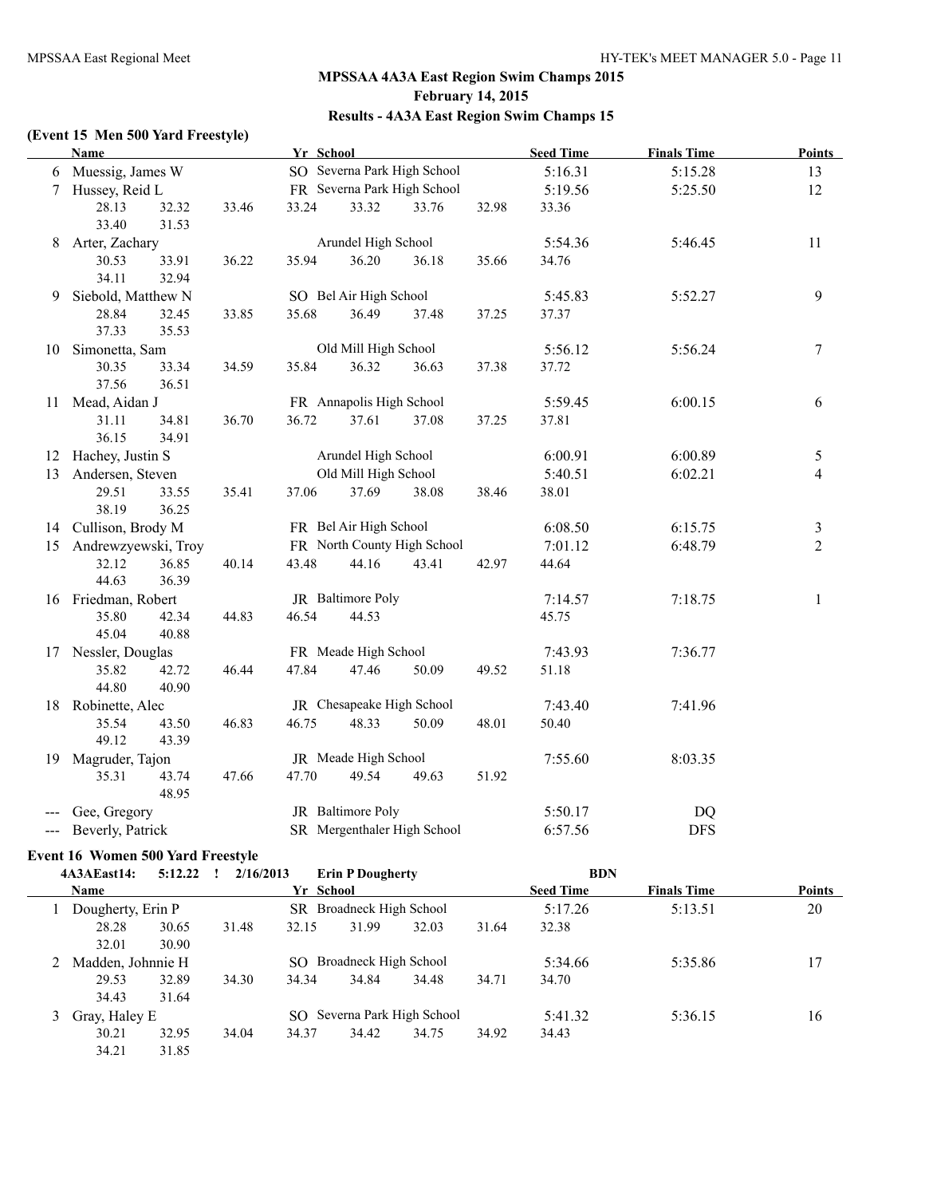## MPSSAA 4A3A East Region Swim Champs 2015

**February 14, 2015**

**Results - 4A3A East Region Swim Champs 15**

### (Event 15 Men 500 Yard Freestyle)

| | Name | Yr | School | Seed Time | Finals Time | Points |
|---|---|---|---|---|---|---|
| 6 | Muessig, James W | SO | Severna Park High School | 5:16.31 | 5:15.28 | 13 |
| 7 | Hussey, Reid L | FR | Severna Park High School | 5:19.56 | 5:25.50 | 12 |
| | 28.13 32.32 33.46 33.24 33.32 33.76 32.98 33.36 33.40 31.53 | | | | | |
| 8 | Arter, Zachary | | Arundel High School | 5:54.36 | 5:46.45 | 11 |
| | 30.53 33.91 36.22 35.94 36.20 36.18 35.66 34.76 34.11 32.94 | | | | | |
| 9 | Siebold, Matthew N | SO | Bel Air High School | 5:45.83 | 5:52.27 | 9 |
| | 28.84 32.45 33.85 35.68 36.49 37.48 37.25 37.37 37.33 35.53 | | | | | |
| 10 | Simonetta, Sam | | Old Mill High School | 5:56.12 | 5:56.24 | 7 |
| | 30.35 33.34 34.59 35.84 36.32 36.63 37.38 37.72 37.56 36.51 | | | | | |
| 11 | Mead, Aidan J | FR | Annapolis High School | 5:59.45 | 6:00.15 | 6 |
| | 31.11 34.81 36.70 36.72 37.61 37.08 37.25 37.81 36.15 34.91 | | | | | |
| 12 | Hachey, Justin S | | Arundel High School | 6:00.91 | 6:00.89 | 5 |
| 13 | Andersen, Steven | | Old Mill High School | 5:40.51 | 6:02.21 | 4 |
| | 29.51 33.55 35.41 37.06 37.69 38.08 38.46 38.01 38.19 36.25 | | | | | |
| 14 | Cullison, Brody M | FR | Bel Air High School | 6:08.50 | 6:15.75 | 3 |
| 15 | Andrewzyewski, Troy | FR | North County High School | 7:01.12 | 6:48.79 | 2 |
| | 32.12 36.85 40.14 43.48 44.16 43.41 42.97 44.64 44.63 36.39 | | | | | |
| 16 | Friedman, Robert | JR | Baltimore Poly | 7:14.57 | 7:18.75 | 1 |
| | 35.80 42.34 44.83 46.54 44.53 45.75 45.04 40.88 | | | | | |
| 17 | Nessler, Douglas | FR | Meade High School | 7:43.93 | 7:36.77 | |
| | 35.82 42.72 46.44 47.84 47.46 50.09 49.52 51.18 44.80 40.90 | | | | | |
| 18 | Robinette, Alec | JR | Chesapeake High School | 7:43.40 | 7:41.96 | |
| | 35.54 43.50 46.83 46.75 48.33 50.09 48.01 50.40 49.12 43.39 | | | | | |
| 19 | Magruder, Tajon | JR | Meade High School | 7:55.60 | 8:03.35 | |
| | 35.31 43.74 47.66 47.70 49.54 49.63 51.92 48.95 | | | | | |
| --- | Gee, Gregory | JR | Baltimore Poly | 5:50.17 | DQ | |
| --- | Beverly, Patrick | SR | Mergenthaler High School | 6:57.56 | DFS | |

### Event 16 Women 500 Yard Freestyle

4A3AEast14: 5:12.22 ! 2/16/2013 Erin P Dougherty BDN

| | Name | Yr | School | Seed Time | Finals Time | Points |
|---|---|---|---|---|---|---|
| 1 | Dougherty, Erin P | SR | Broadneck High School | 5:17.26 | 5:13.51 | 20 |
| | 28.28 30.65 31.48 32.15 31.99 32.03 31.64 32.38 32.01 30.90 | | | | | |
| 2 | Madden, Johnnie H | SO | Broadneck High School | 5:34.66 | 5:35.86 | 17 |
| | 29.53 32.89 34.30 34.34 34.84 34.48 34.71 34.70 34.43 31.64 | | | | | |
| 3 | Gray, Haley E | SO | Severna Park High School | 5:41.32 | 5:36.15 | 16 |
| | 30.21 32.95 34.04 34.37 34.42 34.75 34.92 34.43 34.21 31.85 | | | | | |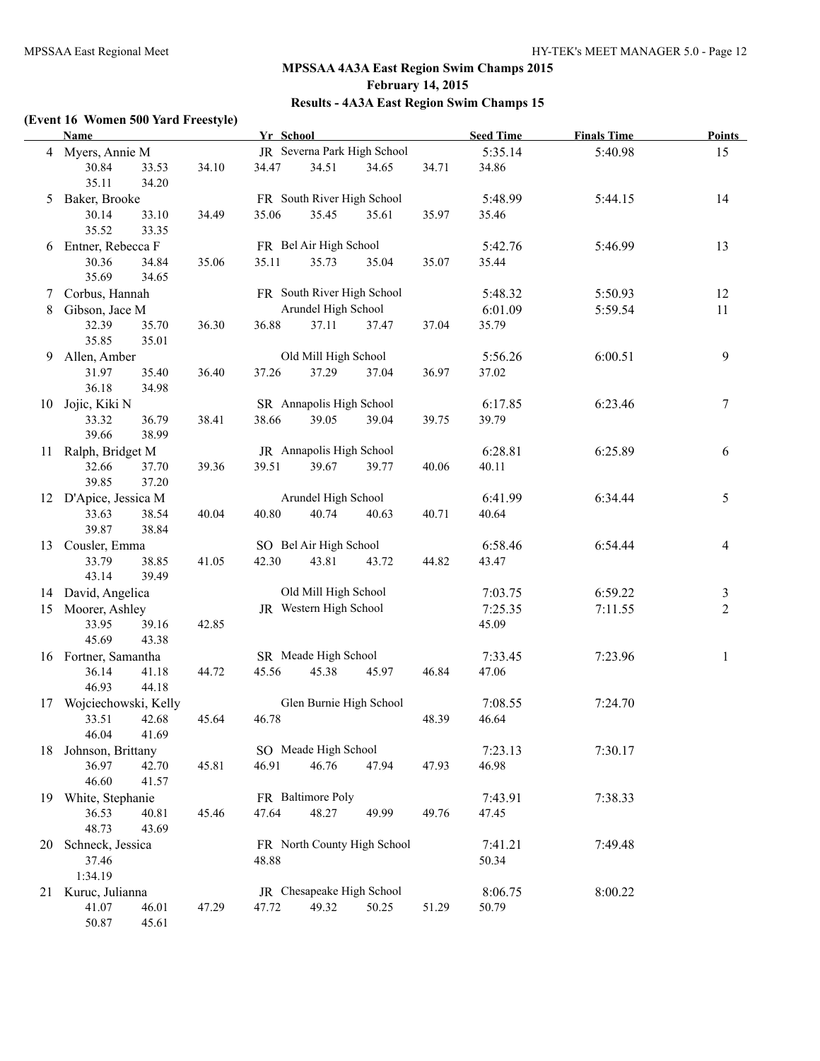## MPSSAA 4A3A East Region Swim Champs 2015
### February 14, 2015
### Results - 4A3A East Region Swim Champs 15

**(Event 16 Women 500 Yard Freestyle)**

| | Name | Yr | School | Seed Time | Finals Time | Points |
|---|---|---|---|---|---|---|
| 4 | Myers, Annie M | JR | Severna Park High School | 5:35.14 | 5:40.98 | 15 |
| | 30.84 33.53 34.10 34.47 34.51 34.65 34.71 34.86 35.11 34.20 | | | | | |
| 5 | Baker, Brooke | FR | South River High School | 5:48.99 | 5:44.15 | 14 |
| | 30.14 33.10 34.49 35.06 35.45 35.61 35.97 35.46 35.52 33.35 | | | | | |
| 6 | Entner, Rebecca F | FR | Bel Air High School | 5:42.76 | 5:46.99 | 13 |
| | 30.36 34.84 35.06 35.11 35.73 35.04 35.07 35.44 35.69 34.65 | | | | | |
| 7 | Corbus, Hannah | FR | South River High School | 5:48.32 | 5:50.93 | 12 |
| 8 | Gibson, Jace M | | Arundel High School | 6:01.09 | 5:59.54 | 11 |
| | 32.39 35.70 36.30 36.88 37.11 37.47 37.04 35.79 35.85 35.01 | | | | | |
| 9 | Allen, Amber | | Old Mill High School | 5:56.26 | 6:00.51 | 9 |
| | 31.97 35.40 36.40 37.26 37.29 37.04 36.97 37.02 36.18 34.98 | | | | | |
| 10 | Jojic, Kiki N | SR | Annapolis High School | 6:17.85 | 6:23.46 | 7 |
| | 33.32 36.79 38.41 38.66 39.05 39.04 39.75 39.79 39.66 38.99 | | | | | |
| 11 | Ralph, Bridget M | JR | Annapolis High School | 6:28.81 | 6:25.89 | 6 |
| | 32.66 37.70 39.36 39.51 39.67 39.77 40.06 40.11 39.85 37.20 | | | | | |
| 12 | D'Apice, Jessica M | | Arundel High School | 6:41.99 | 6:34.44 | 5 |
| | 33.63 38.54 40.04 40.80 40.74 40.63 40.71 40.64 39.87 38.84 | | | | | |
| 13 | Cousler, Emma | SO | Bel Air High School | 6:58.46 | 6:54.44 | 4 |
| | 33.79 38.85 41.05 42.30 43.81 43.72 44.82 43.47 43.14 39.49 | | | | | |
| 14 | David, Angelica | | Old Mill High School | 7:03.75 | 6:59.22 | 3 |
| 15 | Moorer, Ashley | JR | Western High School | 7:25.35 | 7:11.55 | 2 |
| | 33.95 39.16 42.85 45.09 45.69 43.38 | | | | | |
| 16 | Fortner, Samantha | SR | Meade High School | 7:33.45 | 7:23.96 | 1 |
| | 36.14 41.18 44.72 45.56 45.38 45.97 46.84 47.06 46.93 44.18 | | | | | |
| 17 | Wojciechowski, Kelly | | Glen Burnie High School | 7:08.55 | 7:24.70 | |
| | 33.51 42.68 45.64 46.78 48.39 46.64 46.04 41.69 | | | | | |
| 18 | Johnson, Brittany | SO | Meade High School | 7:23.13 | 7:30.17 | |
| | 36.97 42.70 45.81 46.91 46.76 47.94 47.93 46.98 46.60 41.57 | | | | | |
| 19 | White, Stephanie | FR | Baltimore Poly | 7:43.91 | 7:38.33 | |
| | 36.53 40.81 45.46 47.64 48.27 49.99 49.76 47.45 48.73 43.69 | | | | | |
| 20 | Schneck, Jessica | FR | North County High School | 7:41.21 | 7:49.48 | |
| | 37.46 48.88 50.34 1:34.19 | | | | | |
| 21 | Kuruc, Julianna | JR | Chesapeake High School | 8:06.75 | 8:00.22 | |
| | 41.07 46.01 47.29 47.72 49.32 50.25 51.29 50.79 50.87 45.61 | | | | | |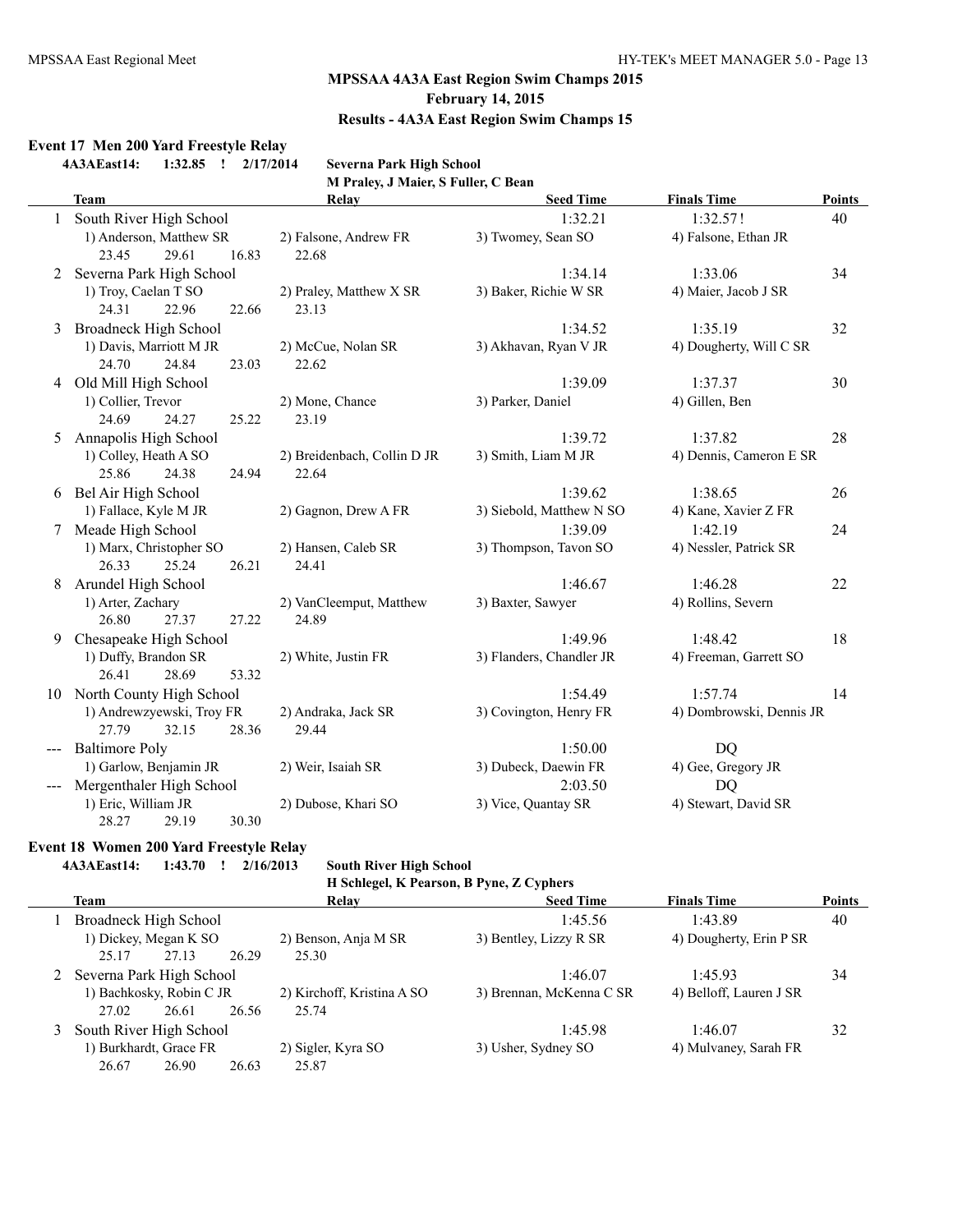## MPSSAA 4A3A East Region Swim Champs 2015

**February 14, 2015**

**Results - 4A3A East Region Swim Champs 15**

### Event 17 Men 200 Yard Freestyle Relay

**4A3AEast14: 1:32.85 ! 2/17/2014 Severna Park High School**
**M Praley, J Maier, S Fuller, C Bean**

| | Team | Relay | | Seed Time | Finals Time | Points |
|---|---|---|---|---|---|---|
| 1 | South River High School | | | 1:32.21 | 1:32.57! | 40 |
| | 1) Anderson, Matthew SR | 2) Falsone, Andrew FR | 3) Twomey, Sean SO | 4) Falsone, Ethan JR | | |
| | 23.45 29.61 16.83 | 22.68 | | | | |
| 2 | Severna Park High School | | | 1:34.14 | 1:33.06 | 34 |
| | 1) Troy, Caelan T SO | 2) Praley, Matthew X SR | 3) Baker, Richie W SR | 4) Maier, Jacob J SR | | |
| | 24.31 22.96 22.66 | 23.13 | | | | |
| 3 | Broadneck High School | | | 1:34.52 | 1:35.19 | 32 |
| | 1) Davis, Marriott M JR | 2) McCue, Nolan SR | 3) Akhavan, Ryan V JR | 4) Dougherty, Will C SR | | |
| | 24.70 24.84 23.03 | 22.62 | | | | |
| 4 | Old Mill High School | | | 1:39.09 | 1:37.37 | 30 |
| | 1) Collier, Trevor | 2) Mone, Chance | 3) Parker, Daniel | 4) Gillen, Ben | | |
| | 24.69 24.27 25.22 | 23.19 | | | | |
| 5 | Annapolis High School | | | 1:39.72 | 1:37.82 | 28 |
| | 1) Colley, Heath A SO | 2) Breidenbach, Collin D JR | 3) Smith, Liam M JR | 4) Dennis, Cameron E SR | | |
| | 25.86 24.38 24.94 | 22.64 | | | | |
| 6 | Bel Air High School | | | 1:39.62 | 1:38.65 | 26 |
| | 1) Fallace, Kyle M JR | 2) Gagnon, Drew A FR | 3) Siebold, Matthew N SO | 4) Kane, Xavier Z FR | | |
| 7 | Meade High School | | | 1:39.09 | 1:42.19 | 24 |
| | 1) Marx, Christopher SO | 2) Hansen, Caleb SR | 3) Thompson, Tavon SO | 4) Nessler, Patrick SR | | |
| | 26.33 25.24 26.21 | 24.41 | | | | |
| 8 | Arundel High School | | | 1:46.67 | 1:46.28 | 22 |
| | 1) Arter, Zachary | 2) VanCleemput, Matthew | 3) Baxter, Sawyer | 4) Rollins, Severn | | |
| | 26.80 27.37 27.22 | 24.89 | | | | |
| 9 | Chesapeake High School | | | 1:49.96 | 1:48.42 | 18 |
| | 1) Duffy, Brandon SR | 2) White, Justin FR | 3) Flanders, Chandler JR | 4) Freeman, Garrett SO | | |
| | 26.41 28.69 53.32 | | | | | |
| 10 | North County High School | | | 1:54.49 | 1:57.74 | 14 |
| | 1) Andrewzyewski, Troy FR | 2) Andraka, Jack SR | 3) Covington, Henry FR | 4) Dombrowski, Dennis JR | | |
| | 27.79 32.15 28.36 | 29.44 | | | | |
| --- | Baltimore Poly | | | 1:50.00 | DQ | |
| | 1) Garlow, Benjamin JR | 2) Weir, Isaiah SR | 3) Dubeck, Daewin FR | 4) Gee, Gregory JR | | |
| --- | Mergenthaler High School | | | 2:03.50 | DQ | |
| | 1) Eric, William JR | 2) Dubose, Khari SO | 3) Vice, Quantay SR | 4) Stewart, David SR | | |
| | 28.27 29.19 30.30 | | | | | |

### Event 18 Women 200 Yard Freestyle Relay

**4A3AEast14: 1:43.70 ! 2/16/2013 South River High School**
**H Schlegel, K Pearson, B Pyne, Z Cyphers**

| | Team | Relay | | Seed Time | Finals Time | Points |
|---|---|---|---|---|---|---|
| 1 | Broadneck High School | | | 1:45.56 | 1:43.89 | 40 |
| | 1) Dickey, Megan K SO | 2) Benson, Anja M SR | 3) Bentley, Lizzy R SR | 4) Dougherty, Erin P SR | | |
| | 25.17 27.13 26.29 | 25.30 | | | | |
| 2 | Severna Park High School | | | 1:46.07 | 1:45.93 | 34 |
| | 1) Bachkosky, Robin C JR | 2) Kirchoff, Kristina A SO | 3) Brennan, McKenna C SR | 4) Belloff, Lauren J SR | | |
| | 27.02 26.61 26.56 | 25.74 | | | | |
| 3 | South River High School | | | 1:45.98 | 1:46.07 | 32 |
| | 1) Burkhardt, Grace FR | 2) Sigler, Kyra SO | 3) Usher, Sydney SO | 4) Mulvaney, Sarah FR | | |
| | 26.67 26.90 26.63 | 25.87 | | | | |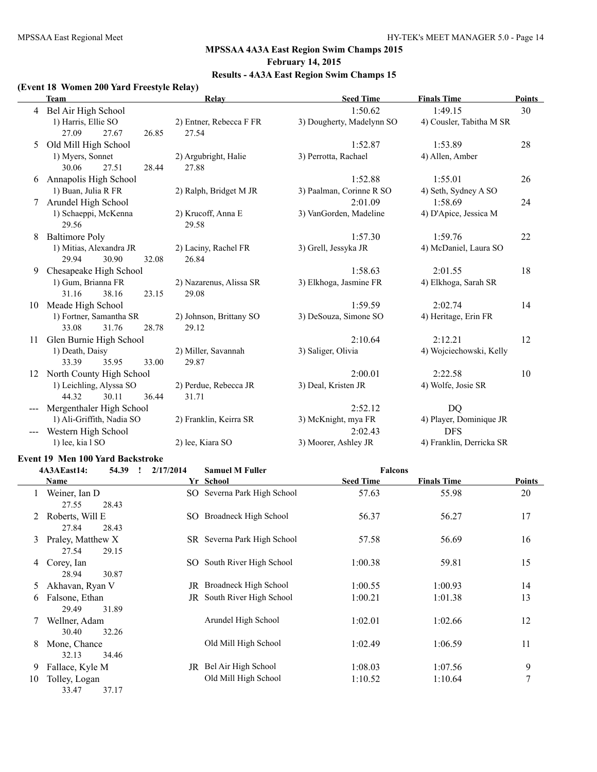## MPSSAA 4A3A East Region Swim Champs 2015

**February 14, 2015**

**Results - 4A3A East Region Swim Champs 15**

### (Event 18 Women 200 Yard Freestyle Relay)

| | Team | Relay | Seed Time | Finals Time | Points |
|---|---|---|---|---|---|
| 4 | Bel Air High School | | 1:50.62 | 1:49.15 | 30 |
| | 1) Harris, Ellie SO | 2) Entner, Rebecca F FR | 3) Dougherty, Madelynn SO | 4) Cousler, Tabitha M SR | |
| | 27.09 27.67 26.85 | 27.54 | | | |
| 5 | Old Mill High School | | 1:52.87 | 1:53.89 | 28 |
| | 1) Myers, Sonnet | 2) Argubright, Halie | 3) Perrotta, Rachael | 4) Allen, Amber | |
| | 30.06 27.51 28.44 | 27.88 | | | |
| 6 | Annapolis High School | | 1:52.88 | 1:55.01 | 26 |
| | 1) Buan, Julia R FR | 2) Ralph, Bridget M JR | 3) Paalman, Corinne R SO | 4) Seth, Sydney A SO | |
| 7 | Arundel High School | | 2:01.09 | 1:58.69 | 24 |
| | 1) Schaeppi, McKenna | 2) Krucoff, Anna E | 3) VanGorden, Madeline | 4) D'Apice, Jessica M | |
| | 29.56 | 29.58 | | | |
| 8 | Baltimore Poly | | 1:57.30 | 1:59.76 | 22 |
| | 1) Mitias, Alexandra JR | 2) Laciny, Rachel FR | 3) Grell, Jessyka JR | 4) McDaniel, Laura SO | |
| | 29.94 30.90 32.08 | 26.84 | | | |
| 9 | Chesapeake High School | | 1:58.63 | 2:01.55 | 18 |
| | 1) Gum, Brianna FR | 2) Nazarenus, Alissa SR | 3) Elkhoga, Jasmine FR | 4) Elkhoga, Sarah SR | |
| | 31.16 38.16 23.15 | 29.08 | | | |
| 10 | Meade High School | | 1:59.59 | 2:02.74 | 14 |
| | 1) Fortner, Samantha SR | 2) Johnson, Brittany SO | 3) DeSouza, Simone SO | 4) Heritage, Erin FR | |
| | 33.08 31.76 28.78 | 29.12 | | | |
| 11 | Glen Burnie High School | | 2:10.64 | 2:12.21 | 12 |
| | 1) Death, Daisy | 2) Miller, Savannah | 3) Saliger, Olivia | 4) Wojciechowski, Kelly | |
| | 33.39 35.95 33.00 | 29.87 | | | |
| 12 | North County High School | | 2:00.01 | 2:22.58 | 10 |
| | 1) Leichling, Alyssa SO | 2) Perdue, Rebecca JR | 3) Deal, Kristen JR | 4) Wolfe, Josie SR | |
| | 44.32 30.11 36.44 | 31.71 | | | |
| --- | Mergenthaler High School | | 2:52.12 | DQ | |
| | 1) Ali-Griffith, Nadia SO | 2) Franklin, Keirra SR | 3) McKnight, mya FR | 4) Player, Dominique JR | |
| --- | Western High School | | 2:02.43 | DFS | |
| | 1) lee, kia l SO | 2) lee, Kiara SO | 3) Moorer, Ashley JR | 4) Franklin, Derricka SR | |

### Event 19 Men 100 Yard Backstroke

4A3AEast14: 54.39 ! 2/17/2014 Samuel M Fuller Falcons

| | Name | Yr | School | Seed Time | Finals Time | Points |
|---|---|---|---|---|---|---|
| 1 | Weiner, Ian D | SO | Severna Park High School | 57.63 | 55.98 | 20 |
| | 27.55 28.43 | | | | | |
| 2 | Roberts, Will E | SO | Broadneck High School | 56.37 | 56.27 | 17 |
| | 27.84 28.43 | | | | | |
| 3 | Praley, Matthew X | SR | Severna Park High School | 57.58 | 56.69 | 16 |
| | 27.54 29.15 | | | | | |
| 4 | Corey, Ian | SO | South River High School | 1:00.38 | 59.81 | 15 |
| | 28.94 30.87 | | | | | |
| 5 | Akhavan, Ryan V | JR | Broadneck High School | 1:00.55 | 1:00.93 | 14 |
| 6 | Falsone, Ethan | JR | South River High School | 1:00.21 | 1:01.38 | 13 |
| | 29.49 31.89 | | | | | |
| 7 | Wellner, Adam | | Arundel High School | 1:02.01 | 1:02.66 | 12 |
| | 30.40 32.26 | | | | | |
| 8 | Mone, Chance | | Old Mill High School | 1:02.49 | 1:06.59 | 11 |
| | 32.13 34.46 | | | | | |
| 9 | Fallace, Kyle M | JR | Bel Air High School | 1:08.03 | 1:07.56 | 9 |
| 10 | Tolley, Logan | | Old Mill High School | 1:10.52 | 1:10.64 | 7 |
| | 33.47 37.17 | | | | | |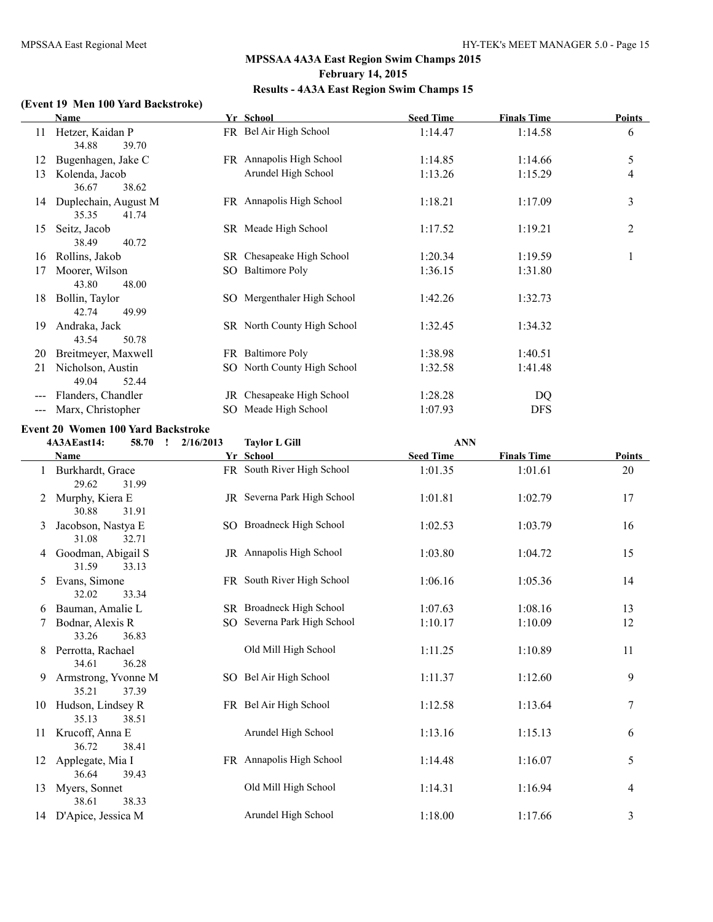## MPSSAA 4A3A East Region Swim Champs 2015

**February 14, 2015**

**Results - 4A3A East Region Swim Champs 15**

### (Event 19 Men 100 Yard Backstroke)

| | Name | Yr | School | Seed Time | Finals Time | Points |
|---|---|---|---|---|---|---|
| 11 | Hetzer, Kaidan P | FR | Bel Air High School | 1:14.47 | 1:14.58 | 6 |
| | 34.88 39.70 | | | | | |
| 12 | Bugenhagen, Jake C | FR | Annapolis High School | 1:14.85 | 1:14.66 | 5 |
| 13 | Kolenda, Jacob | | Arundel High School | 1:13.26 | 1:15.29 | 4 |
| | 36.67 38.62 | | | | | |
| 14 | Duplechain, August M | FR | Annapolis High School | 1:18.21 | 1:17.09 | 3 |
| | 35.35 41.74 | | | | | |
| 15 | Seitz, Jacob | SR | Meade High School | 1:17.52 | 1:19.21 | 2 |
| | 38.49 40.72 | | | | | |
| 16 | Rollins, Jakob | SR | Chesapeake High School | 1:20.34 | 1:19.59 | 1 |
| 17 | Moorer, Wilson | SO | Baltimore Poly | 1:36.15 | 1:31.80 | |
| | 43.80 48.00 | | | | | |
| 18 | Bollin, Taylor | SO | Mergenthaler High School | 1:42.26 | 1:32.73 | |
| | 42.74 49.99 | | | | | |
| 19 | Andraka, Jack | SR | North County High School | 1:32.45 | 1:34.32 | |
| | 43.54 50.78 | | | | | |
| 20 | Breitmeyer, Maxwell | FR | Baltimore Poly | 1:38.98 | 1:40.51 | |
| 21 | Nicholson, Austin | SO | North County High School | 1:32.58 | 1:41.48 | |
| | 49.04 52.44 | | | | | |
| --- | Flanders, Chandler | JR | Chesapeake High School | 1:28.28 | DQ | |
| --- | Marx, Christopher | SO | Meade High School | 1:07.93 | DFS | |

### Event 20 Women 100 Yard Backstroke

4A3AEast14: 58.70 ! 2/16/2013 Taylor L Gill ANN

| | Name | Yr | School | Seed Time | Finals Time | Points |
|---|---|---|---|---|---|---|
| 1 | Burkhardt, Grace | FR | South River High School | 1:01.35 | 1:01.61 | 20 |
| | 29.62 31.99 | | | | | |
| 2 | Murphy, Kiera E | JR | Severna Park High School | 1:01.81 | 1:02.79 | 17 |
| | 30.88 31.91 | | | | | |
| 3 | Jacobson, Nastya E | SO | Broadneck High School | 1:02.53 | 1:03.79 | 16 |
| | 31.08 32.71 | | | | | |
| 4 | Goodman, Abigail S | JR | Annapolis High School | 1:03.80 | 1:04.72 | 15 |
| | 31.59 33.13 | | | | | |
| 5 | Evans, Simone | FR | South River High School | 1:06.16 | 1:05.36 | 14 |
| | 32.02 33.34 | | | | | |
| 6 | Bauman, Amalie L | SR | Broadneck High School | 1:07.63 | 1:08.16 | 13 |
| 7 | Bodnar, Alexis R | SO | Severna Park High School | 1:10.17 | 1:10.09 | 12 |
| | 33.26 36.83 | | | | | |
| 8 | Perrotta, Rachael | | Old Mill High School | 1:11.25 | 1:10.89 | 11 |
| | 34.61 36.28 | | | | | |
| 9 | Armstrong, Yvonne M | SO | Bel Air High School | 1:11.37 | 1:12.60 | 9 |
| | 35.21 37.39 | | | | | |
| 10 | Hudson, Lindsey R | FR | Bel Air High School | 1:12.58 | 1:13.64 | 7 |
| | 35.13 38.51 | | | | | |
| 11 | Krucoff, Anna E | | Arundel High School | 1:13.16 | 1:15.13 | 6 |
| | 36.72 38.41 | | | | | |
| 12 | Applegate, Mia I | FR | Annapolis High School | 1:14.48 | 1:16.07 | 5 |
| | 36.64 39.43 | | | | | |
| 13 | Myers, Sonnet | | Old Mill High School | 1:14.31 | 1:16.94 | 4 |
| | 38.61 38.33 | | | | | |
| 14 | D'Apice, Jessica M | | Arundel High School | 1:18.00 | 1:17.66 | 3 |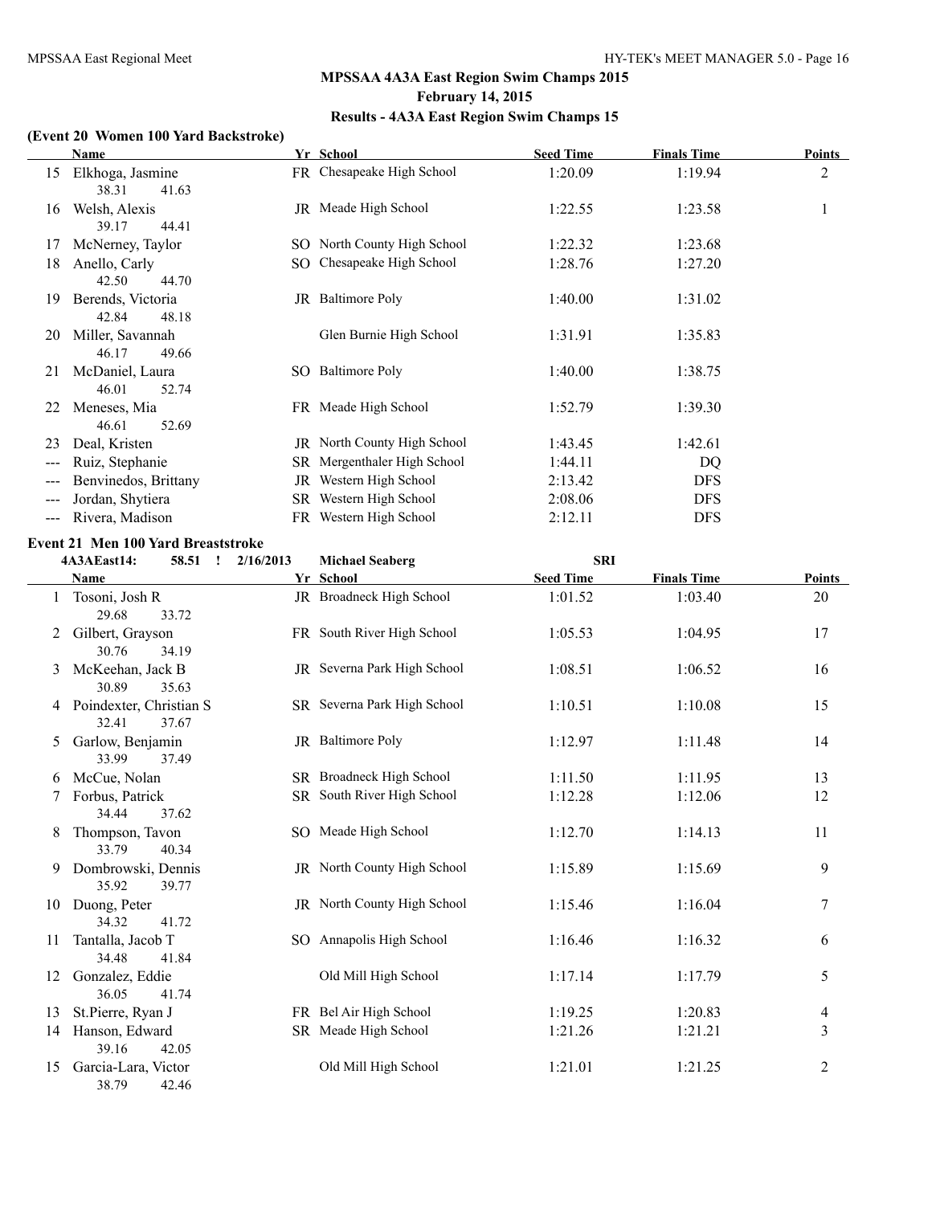## MPSSAA 4A3A East Region Swim Champs 2015

**February 14, 2015**

**Results - 4A3A East Region Swim Champs 15**

### (Event 20 Women 100 Yard Backstroke)

| | Name | Yr | School | Seed Time | Finals Time | Points |
|---|---|---|---|---|---|---|
| 15 | Elkhoga, Jasmine<br>38.31 41.63 | FR | Chesapeake High School | 1:20.09 | 1:19.94 | 2 |
| 16 | Welsh, Alexis<br>39.17 44.41 | JR | Meade High School | 1:22.55 | 1:23.58 | 1 |
| 17 | McNerney, Taylor | SO | North County High School | 1:22.32 | 1:23.68 | |
| 18 | Anello, Carly<br>42.50 44.70 | SO | Chesapeake High School | 1:28.76 | 1:27.20 | |
| 19 | Berends, Victoria<br>42.84 48.18 | JR | Baltimore Poly | 1:40.00 | 1:31.02 | |
| 20 | Miller, Savannah<br>46.17 49.66 | | Glen Burnie High School | 1:31.91 | 1:35.83 | |
| 21 | McDaniel, Laura<br>46.01 52.74 | SO | Baltimore Poly | 1:40.00 | 1:38.75 | |
| 22 | Meneses, Mia<br>46.61 52.69 | FR | Meade High School | 1:52.79 | 1:39.30 | |
| 23 | Deal, Kristen | JR | North County High School | 1:43.45 | 1:42.61 | |
| --- | Ruiz, Stephanie | SR | Mergenthaler High School | 1:44.11 | DQ | |
| --- | Benvinedos, Brittany | JR | Western High School | 2:13.42 | DFS | |
| --- | Jordan, Shytiera | SR | Western High School | 2:08.06 | DFS | |
| --- | Rivera, Madison | FR | Western High School | 2:12.11 | DFS | |

### Event 21 Men 100 Yard Breaststroke

**4A3AEast14: 58.51 ! 2/16/2013 Michael Seaberg SRI**

| | Name | Yr | School | Seed Time | Finals Time | Points |
|---|---|---|---|---|---|---|
| 1 | Tosoni, Josh R<br>29.68 33.72 | JR | Broadneck High School | 1:01.52 | 1:03.40 | 20 |
| 2 | Gilbert, Grayson<br>30.76 34.19 | FR | South River High School | 1:05.53 | 1:04.95 | 17 |
| 3 | McKeehan, Jack B<br>30.89 35.63 | JR | Severna Park High School | 1:08.51 | 1:06.52 | 16 |
| 4 | Poindexter, Christian S<br>32.41 37.67 | SR | Severna Park High School | 1:10.51 | 1:10.08 | 15 |
| 5 | Garlow, Benjamin<br>33.99 37.49 | JR | Baltimore Poly | 1:12.97 | 1:11.48 | 14 |
| 6 | McCue, Nolan | SR | Broadneck High School | 1:11.50 | 1:11.95 | 13 |
| 7 | Forbus, Patrick<br>34.44 37.62 | SR | South River High School | 1:12.28 | 1:12.06 | 12 |
| 8 | Thompson, Tavon<br>33.79 40.34 | SO | Meade High School | 1:12.70 | 1:14.13 | 11 |
| 9 | Dombrowski, Dennis<br>35.92 39.77 | JR | North County High School | 1:15.89 | 1:15.69 | 9 |
| 10 | Duong, Peter<br>34.32 41.72 | JR | North County High School | 1:15.46 | 1:16.04 | 7 |
| 11 | Tantalla, Jacob T<br>34.48 41.84 | SO | Annapolis High School | 1:16.46 | 1:16.32 | 6 |
| 12 | Gonzalez, Eddie<br>36.05 41.74 | | Old Mill High School | 1:17.14 | 1:17.79 | 5 |
| 13 | St.Pierre, Ryan J | FR | Bel Air High School | 1:19.25 | 1:20.83 | 4 |
| 14 | Hanson, Edward<br>39.16 42.05 | SR | Meade High School | 1:21.26 | 1:21.21 | 3 |
| 15 | Garcia-Lara, Victor<br>38.79 42.46 | | Old Mill High School | 1:21.01 | 1:21.25 | 2 |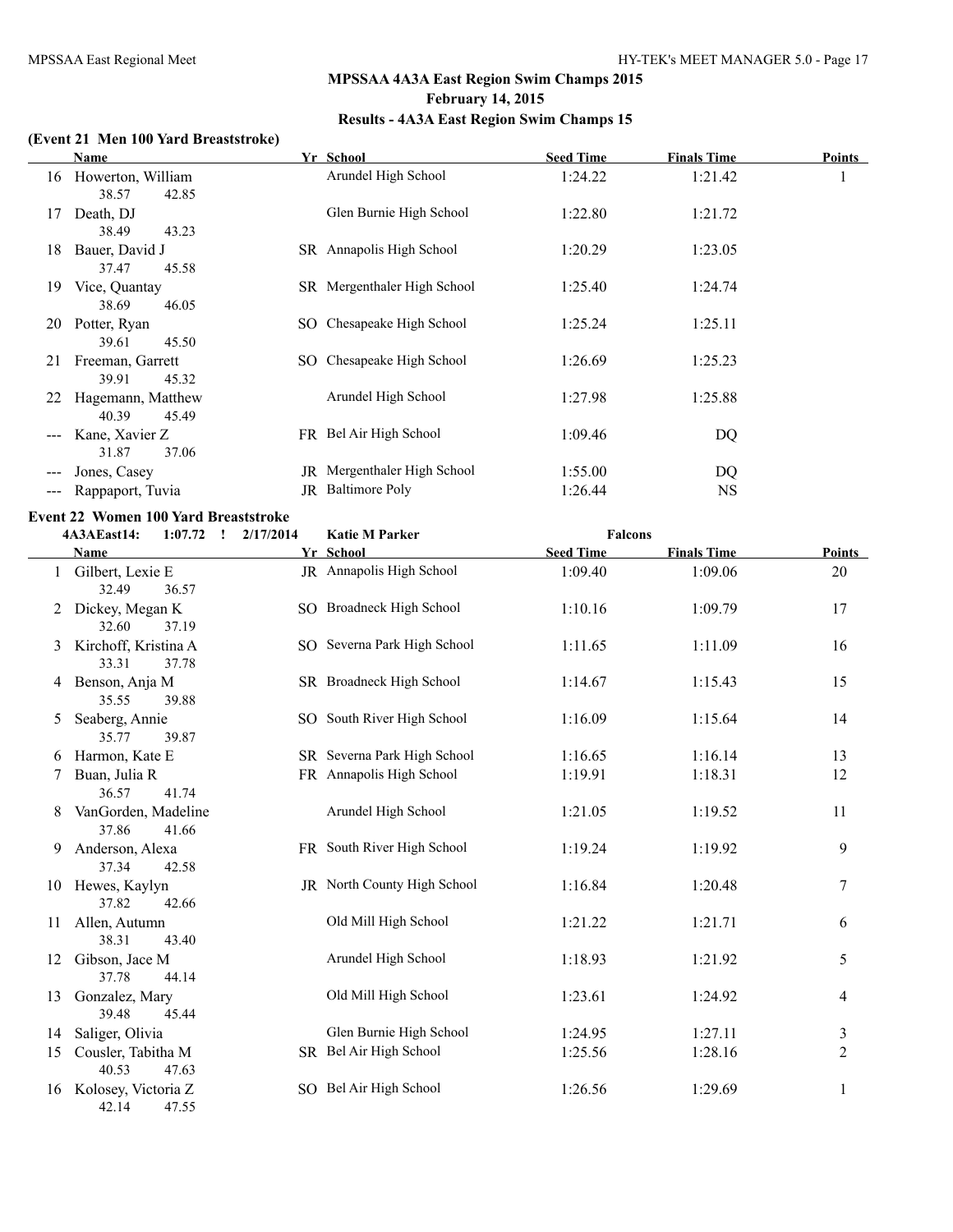## MPSSAA 4A3A East Region Swim Champs 2015

**February 14, 2015**

**Results - 4A3A East Region Swim Champs 15**

### (Event 21 Men 100 Yard Breaststroke)

| | Name | Yr | School | Seed Time | Finals Time | Points |
|---|---|---|---|---|---|---|
| 16 | Howerton, William | | Arundel High School | 1:24.22 | 1:21.42 | 1 |
| | 38.57 42.85 | | | | | |
| 17 | Death, DJ | | Glen Burnie High School | 1:22.80 | 1:21.72 | |
| | 38.49 43.23 | | | | | |
| 18 | Bauer, David J | SR | Annapolis High School | 1:20.29 | 1:23.05 | |
| | 37.47 45.58 | | | | | |
| 19 | Vice, Quantay | SR | Mergenthaler High School | 1:25.40 | 1:24.74 | |
| | 38.69 46.05 | | | | | |
| 20 | Potter, Ryan | SO | Chesapeake High School | 1:25.24 | 1:25.11 | |
| | 39.61 45.50 | | | | | |
| 21 | Freeman, Garrett | SO | Chesapeake High School | 1:26.69 | 1:25.23 | |
| | 39.91 45.32 | | | | | |
| 22 | Hagemann, Matthew | | Arundel High School | 1:27.98 | 1:25.88 | |
| | 40.39 45.49 | | | | | |
| --- | Kane, Xavier Z | FR | Bel Air High School | 1:09.46 | DQ | |
| | 31.87 37.06 | | | | | |
| --- | Jones, Casey | JR | Mergenthaler High School | 1:55.00 | DQ | |
| --- | Rappaport, Tuvia | JR | Baltimore Poly | 1:26.44 | NS | |

### Event 22 Women 100 Yard Breaststroke

4A3AEast14: 1:07.72 ! 2/17/2014 Katie M Parker Falcons

| | Name | Yr | School | Seed Time | Finals Time | Points |
|---|---|---|---|---|---|---|
| 1 | Gilbert, Lexie E | JR | Annapolis High School | 1:09.40 | 1:09.06 | 20 |
| | 32.49 36.57 | | | | | |
| 2 | Dickey, Megan K | SO | Broadneck High School | 1:10.16 | 1:09.79 | 17 |
| | 32.60 37.19 | | | | | |
| 3 | Kirchoff, Kristina A | SO | Severna Park High School | 1:11.65 | 1:11.09 | 16 |
| | 33.31 37.78 | | | | | |
| 4 | Benson, Anja M | SR | Broadneck High School | 1:14.67 | 1:15.43 | 15 |
| | 35.55 39.88 | | | | | |
| 5 | Seaberg, Annie | SO | South River High School | 1:16.09 | 1:15.64 | 14 |
| | 35.77 39.87 | | | | | |
| 6 | Harmon, Kate E | SR | Severna Park High School | 1:16.65 | 1:16.14 | 13 |
| 7 | Buan, Julia R | FR | Annapolis High School | 1:19.91 | 1:18.31 | 12 |
| | 36.57 41.74 | | | | | |
| 8 | VanGorden, Madeline | | Arundel High School | 1:21.05 | 1:19.52 | 11 |
| | 37.86 41.66 | | | | | |
| 9 | Anderson, Alexa | FR | South River High School | 1:19.24 | 1:19.92 | 9 |
| | 37.34 42.58 | | | | | |
| 10 | Hewes, Kaylyn | JR | North County High School | 1:16.84 | 1:20.48 | 7 |
| | 37.82 42.66 | | | | | |
| 11 | Allen, Autumn | | Old Mill High School | 1:21.22 | 1:21.71 | 6 |
| | 38.31 43.40 | | | | | |
| 12 | Gibson, Jace M | | Arundel High School | 1:18.93 | 1:21.92 | 5 |
| | 37.78 44.14 | | | | | |
| 13 | Gonzalez, Mary | | Old Mill High School | 1:23.61 | 1:24.92 | 4 |
| | 39.48 45.44 | | | | | |
| 14 | Saliger, Olivia | | Glen Burnie High School | 1:24.95 | 1:27.11 | 3 |
| 15 | Cousler, Tabitha M | SR | Bel Air High School | 1:25.56 | 1:28.16 | 2 |
| | 40.53 47.63 | | | | | |
| 16 | Kolosey, Victoria Z | SO | Bel Air High School | 1:26.56 | 1:29.69 | 1 |
| | 42.14 47.55 | | | | | |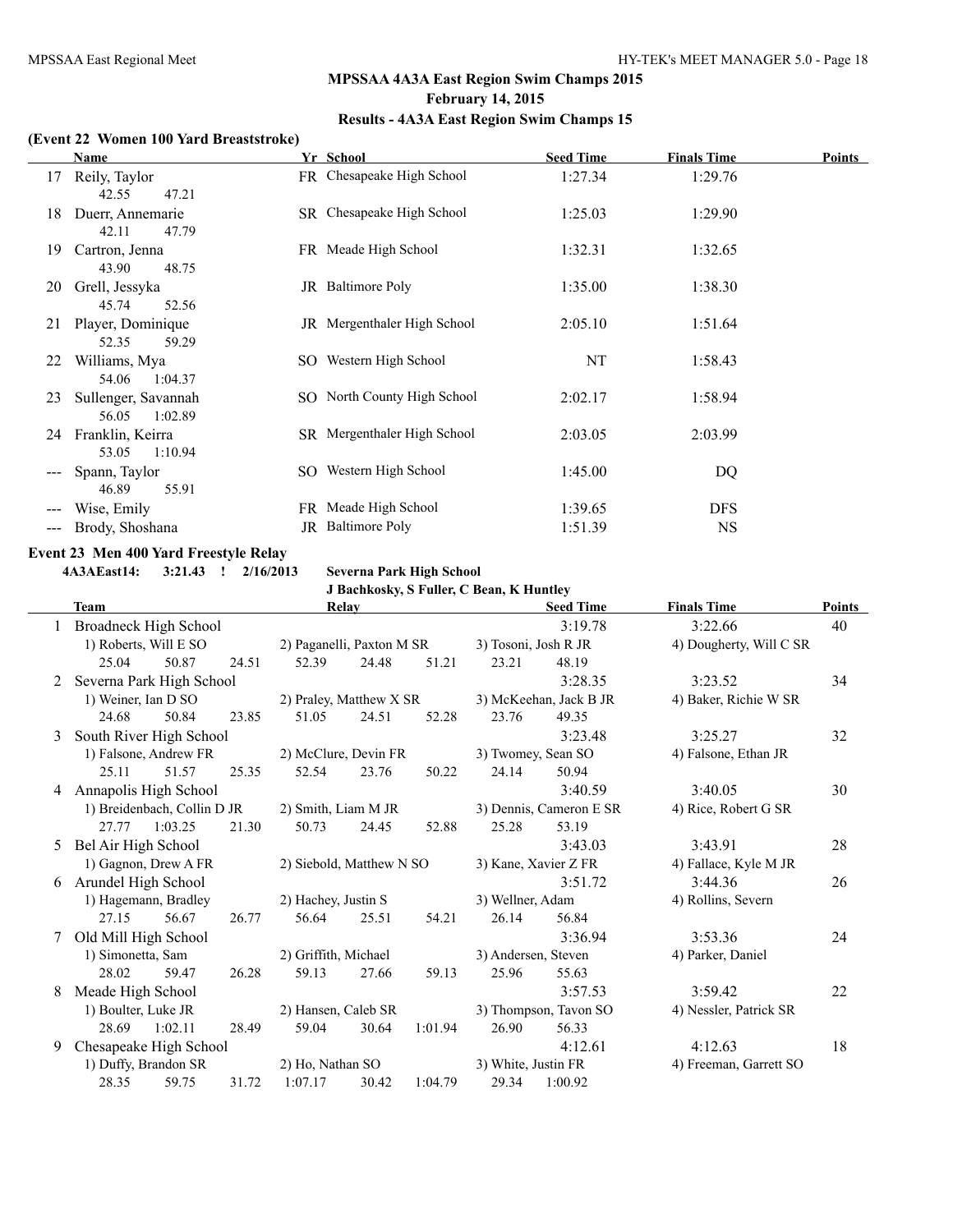# MPSSAA 4A3A East Region Swim Champs 2015

**February 14, 2015**

**Results - 4A3A East Region Swim Champs 15**

### (Event 22 Women 100 Yard Breaststroke)

| | Name | Yr | School | Seed Time | Finals Time | Points |
|---|---|---|---|---|---|---|
| 17 | Reily, Taylor | FR | Chesapeake High School | 1:27.34 | 1:29.76 | |
| | 42.55 47.21 | | | | | |
| 18 | Duerr, Annemarie | SR | Chesapeake High School | 1:25.03 | 1:29.90 | |
| | 42.11 47.79 | | | | | |
| 19 | Cartron, Jenna | FR | Meade High School | 1:32.31 | 1:32.65 | |
| | 43.90 48.75 | | | | | |
| 20 | Grell, Jessyka | JR | Baltimore Poly | 1:35.00 | 1:38.30 | |
| | 45.74 52.56 | | | | | |
| 21 | Player, Dominique | JR | Mergenthaler High School | 2:05.10 | 1:51.64 | |
| | 52.35 59.29 | | | | | |
| 22 | Williams, Mya | SO | Western High School | NT | 1:58.43 | |
| | 54.06 1:04.37 | | | | | |
| 23 | Sullenger, Savannah | SO | North County High School | 2:02.17 | 1:58.94 | |
| | 56.05 1:02.89 | | | | | |
| 24 | Franklin, Keirra | SR | Mergenthaler High School | 2:03.05 | 2:03.99 | |
| | 53.05 1:10.94 | | | | | |
| --- | Spann, Taylor | SO | Western High School | 1:45.00 | DQ | |
| | 46.89 55.91 | | | | | |
| --- | Wise, Emily | FR | Meade High School | 1:39.65 | DFS | |
| --- | Brody, Shoshana | JR | Baltimore Poly | 1:51.39 | NS | |

### Event 23 Men 400 Yard Freestyle Relay

**4A3AEast14: 3:21.43 ! 2/16/2013 Severna Park High School**
**J Bachkosky, S Fuller, C Bean, K Huntley**

| | Team | Relay | Seed Time | Finals Time | Points |
|---|---|---|---|---|---|
| 1 | Broadneck High School | | 3:19.78 | 3:22.66 | 40 |
| | 1) Roberts, Will E SO | 2) Paganelli, Paxton M SR | 3) Tosoni, Josh R JR | 4) Dougherty, Will C SR | |
| | 25.04 50.87 24.51 | 52.39 24.48 51.21 | 23.21 48.19 | | |
| 2 | Severna Park High School | | 3:28.35 | 3:23.52 | 34 |
| | 1) Weiner, Ian D SO | 2) Praley, Matthew X SR | 3) McKeehan, Jack B JR | 4) Baker, Richie W SR | |
| | 24.68 50.84 23.85 | 51.05 24.51 52.28 | 23.76 49.35 | | |
| 3 | South River High School | | 3:23.48 | 3:25.27 | 32 |
| | 1) Falsone, Andrew FR | 2) McClure, Devin FR | 3) Twomey, Sean SO | 4) Falsone, Ethan JR | |
| | 25.11 51.57 25.35 | 52.54 23.76 50.22 | 24.14 50.94 | | |
| 4 | Annapolis High School | | 3:40.59 | 3:40.05 | 30 |
| | 1) Breidenbach, Collin D JR | 2) Smith, Liam M JR | 3) Dennis, Cameron E SR | 4) Rice, Robert G SR | |
| | 27.77 1:03.25 21.30 | 50.73 24.45 52.88 | 25.28 53.19 | | |
| 5 | Bel Air High School | | 3:43.03 | 3:43.91 | 28 |
| | 1) Gagnon, Drew A FR | 2) Siebold, Matthew N SO | 3) Kane, Xavier Z FR | 4) Fallace, Kyle M JR | |
| 6 | Arundel High School | | 3:51.72 | 3:44.36 | 26 |
| | 1) Hagemann, Bradley | 2) Hachey, Justin S | 3) Wellner, Adam | 4) Rollins, Severn | |
| | 27.15 56.67 26.77 | 56.64 25.51 54.21 | 26.14 56.84 | | |
| 7 | Old Mill High School | | 3:36.94 | 3:53.36 | 24 |
| | 1) Simonetta, Sam | 2) Griffith, Michael | 3) Andersen, Steven | 4) Parker, Daniel | |
| | 28.02 59.47 26.28 | 59.13 27.66 59.13 | 25.96 55.63 | | |
| 8 | Meade High School | | 3:57.53 | 3:59.42 | 22 |
| | 1) Boulter, Luke JR | 2) Hansen, Caleb SR | 3) Thompson, Tavon SO | 4) Nessler, Patrick SR | |
| | 28.69 1:02.11 28.49 | 59.04 30.64 1:01.94 | 26.90 56.33 | | |
| 9 | Chesapeake High School | | 4:12.61 | 4:12.63 | 18 |
| | 1) Duffy, Brandon SR | 2) Ho, Nathan SO | 3) White, Justin FR | 4) Freeman, Garrett SO | |
| | 28.35 59.75 31.72 | 1:07.17 30.42 1:04.79 | 29.34 1:00.92 | | |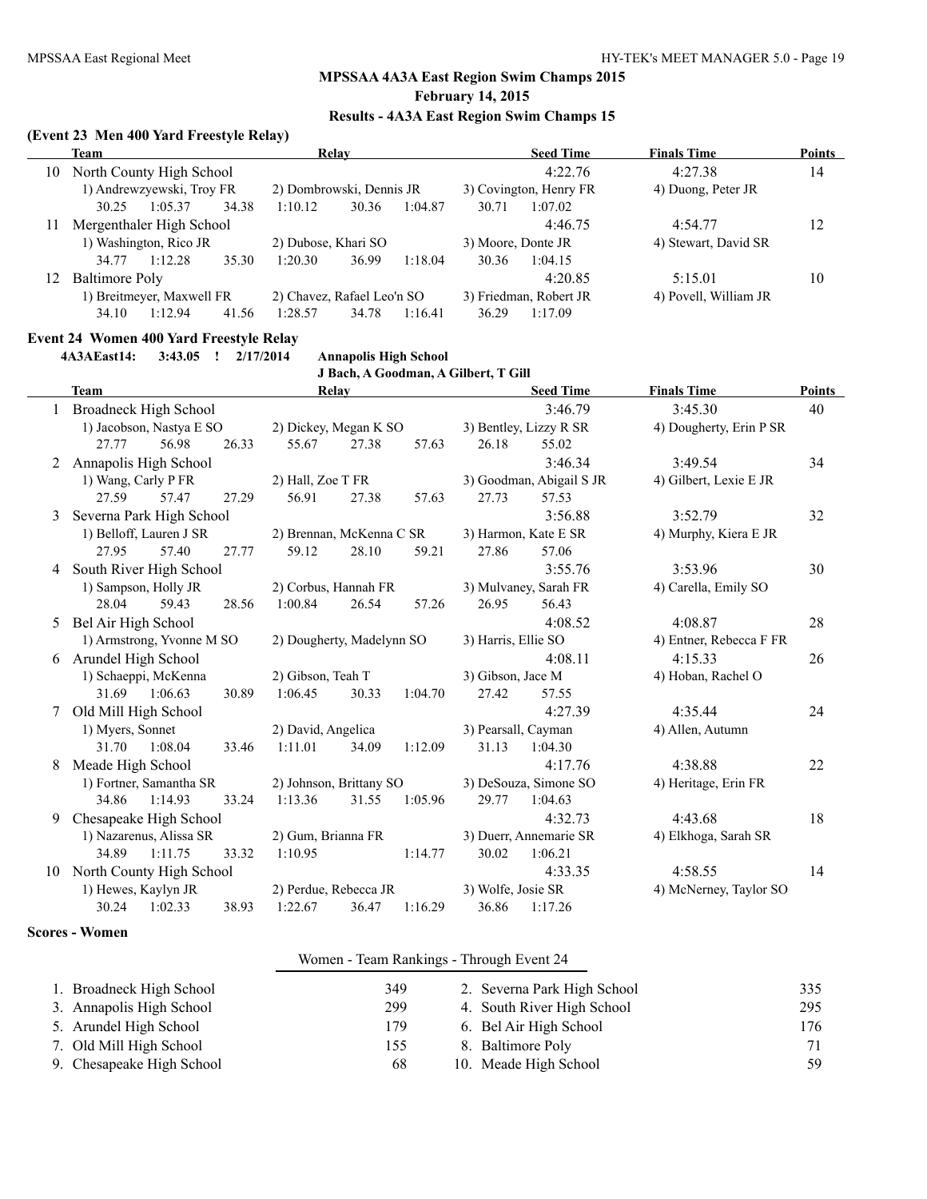## MPSSAA 4A3A East Region Swim Champs 2015

**February 14, 2015**

**Results - 4A3A East Region Swim Champs 15**

### (Event 23 Men 400 Yard Freestyle Relay)

| | Team | Relay | Seed Time | Finals Time | Points |
|---|---|---|---|---|---|
| 10 | North County High School | | 4:22.76 | 4:27.38 | 14 |
| | 1) Andrewzyewski, Troy FR | 2) Dombrowski, Dennis JR | 3) Covington, Henry FR | 4) Duong, Peter JR | |
| | 30.25 1:05.37 34.38 | 1:10.12 30.36 1:04.87 | 30.71 1:07.02 | | |
| 11 | Mergenthaler High School | | 4:46.75 | 4:54.77 | 12 |
| | 1) Washington, Rico JR | 2) Dubose, Khari SO | 3) Moore, Donte JR | 4) Stewart, David SR | |
| | 34.77 1:12.28 35.30 | 1:20.30 36.99 1:18.04 | 30.36 1:04.15 | | |
| 12 | Baltimore Poly | | 4:20.85 | 5:15.01 | 10 |
| | 1) Breitmeyer, Maxwell FR | 2) Chavez, Rafael Leo'n SO | 3) Friedman, Robert JR | 4) Povell, William JR | |
| | 34.10 1:12.94 41.56 | 1:28.57 34.78 1:16.41 | 36.29 1:17.09 | | |

### Event 24 Women 400 Yard Freestyle Relay

**4A3AEast14: 3:43.05 ! 2/17/2014 Annapolis High School**
**J Bach, A Goodman, A Gilbert, T Gill**

| | Team | Relay | Seed Time | Finals Time | Points |
|---|---|---|---|---|---|
| 1 | Broadneck High School | | 3:46.79 | 3:45.30 | 40 |
| | 1) Jacobson, Nastya E SO | 2) Dickey, Megan K SO | 3) Bentley, Lizzy R SR | 4) Dougherty, Erin P SR | |
| | 27.77 56.98 26.33 | 55.67 27.38 57.63 | 26.18 55.02 | | |
| 2 | Annapolis High School | | 3:46.34 | 3:49.54 | 34 |
| | 1) Wang, Carly P FR | 2) Hall, Zoe T FR | 3) Goodman, Abigail S JR | 4) Gilbert, Lexie E JR | |
| | 27.59 57.47 27.29 | 56.91 27.38 57.63 | 27.73 57.53 | | |
| 3 | Severna Park High School | | 3:56.88 | 3:52.79 | 32 |
| | 1) Belloff, Lauren J SR | 2) Brennan, McKenna C SR | 3) Harmon, Kate E SR | 4) Murphy, Kiera E JR | |
| | 27.95 57.40 27.77 | 59.12 28.10 59.21 | 27.86 57.06 | | |
| 4 | South River High School | | 3:55.76 | 3:53.96 | 30 |
| | 1) Sampson, Holly JR | 2) Corbus, Hannah FR | 3) Mulvaney, Sarah FR | 4) Carella, Emily SO | |
| | 28.04 59.43 28.56 | 1:00.84 26.54 57.26 | 26.95 56.43 | | |
| 5 | Bel Air High School | | 4:08.52 | 4:08.87 | 28 |
| | 1) Armstrong, Yvonne M SO | 2) Dougherty, Madelynn SO | 3) Harris, Ellie SO | 4) Entner, Rebecca F FR | |
| 6 | Arundel High School | | 4:08.11 | 4:15.33 | 26 |
| | 1) Schaeppi, McKenna | 2) Gibson, Teah T | 3) Gibson, Jace M | 4) Hoban, Rachel O | |
| | 31.69 1:06.63 30.89 | 1:06.45 30.33 1:04.70 | 27.42 57.55 | | |
| 7 | Old Mill High School | | 4:27.39 | 4:35.44 | 24 |
| | 1) Myers, Sonnet | 2) David, Angelica | 3) Pearsall, Cayman | 4) Allen, Autumn | |
| | 31.70 1:08.04 33.46 | 1:11.01 34.09 1:12.09 | 31.13 1:04.30 | | |
| 8 | Meade High School | | 4:17.76 | 4:38.88 | 22 |
| | 1) Fortner, Samantha SR | 2) Johnson, Brittany SO | 3) DeSouza, Simone SO | 4) Heritage, Erin FR | |
| | 34.86 1:14.93 33.24 | 1:13.36 31.55 1:05.96 | 29.77 1:04.63 | | |
| 9 | Chesapeake High School | | 4:32.73 | 4:43.68 | 18 |
| | 1) Nazarenus, Alissa SR | 2) Gum, Brianna FR | 3) Duerr, Annemarie SR | 4) Elkhoga, Sarah SR | |
| | 34.89 1:11.75 33.32 | 1:10.95 1:14.77 | 30.02 1:06.21 | | |
| 10 | North County High School | | 4:33.35 | 4:58.55 | 14 |
| | 1) Hewes, Kaylyn JR | 2) Perdue, Rebecca JR | 3) Wolfe, Josie SR | 4) McNerney, Taylor SO | |
| | 30.24 1:02.33 38.93 | 1:22.67 36.47 1:16.29 | 36.86 1:17.26 | | |

### Scores - Women

**Women - Team Rankings - Through Event 24**

| Rank | Team | Points | Rank | Team | Points |
|---|---|---|---|---|---|
| 1. | Broadneck High School | 349 | 2. | Severna Park High School | 335 |
| 3. | Annapolis High School | 299 | 4. | South River High School | 295 |
| 5. | Arundel High School | 179 | 6. | Bel Air High School | 176 |
| 7. | Old Mill High School | 155 | 8. | Baltimore Poly | 71 |
| 9. | Chesapeake High School | 68 | 10. | Meade High School | 59 |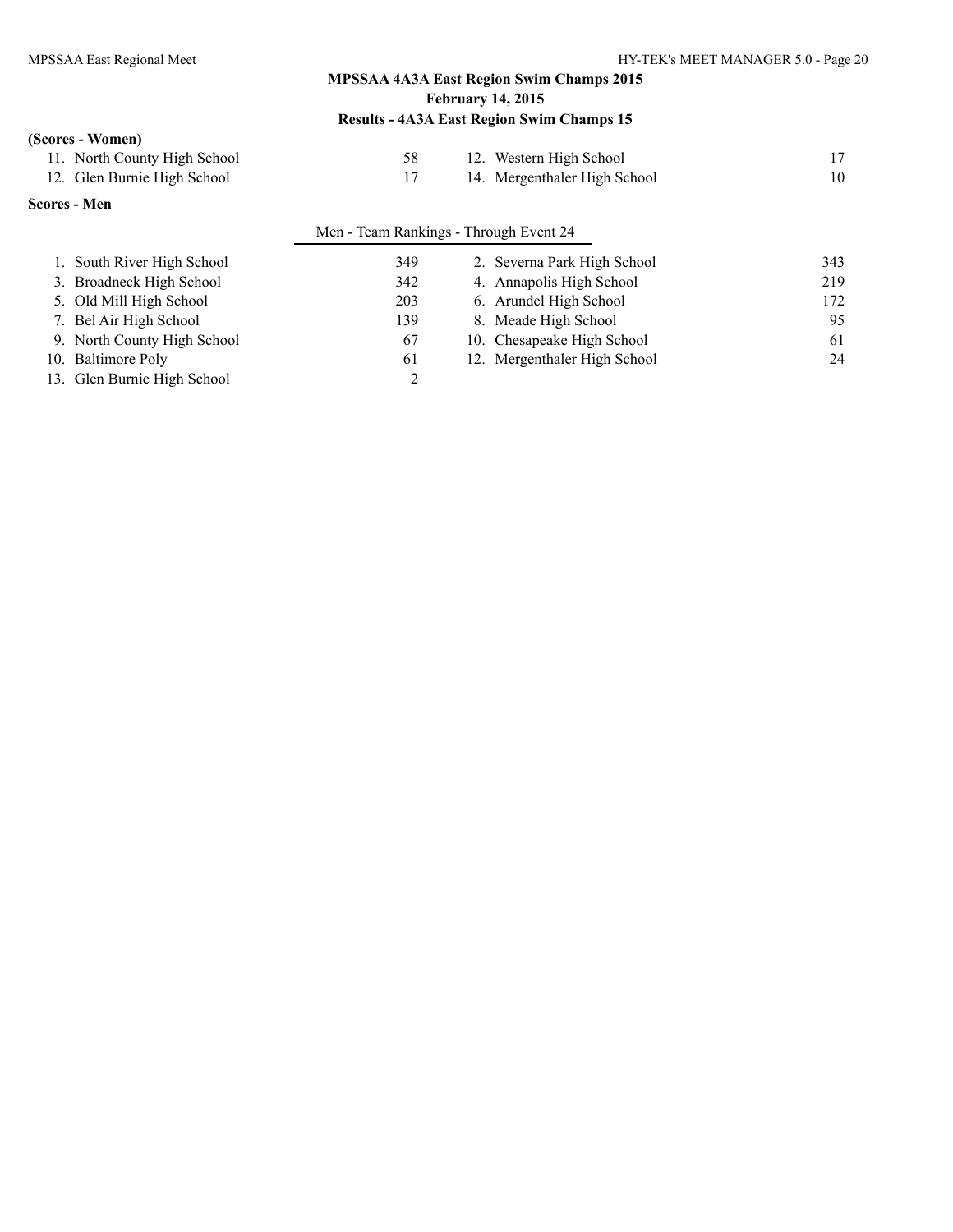# MPSSAA 4A3A East Region Swim Champs 2015

**February 14, 2015**

**Results - 4A3A East Region Swim Champs 15**

**(Scores - Women)**

| | | | |
|---|---|---|---|
| 11. North County High School | 58 | 12. Western High School | 17 |
| 12. Glen Burnie High School | 17 | 14. Mergenthaler High School | 10 |

**Scores - Men**

Men - Team Rankings - Through Event 24

| | | | |
|---|---|---|---|
| 1. South River High School | 349 | 2. Severna Park High School | 343 |
| 3. Broadneck High School | 342 | 4. Annapolis High School | 219 |
| 5. Old Mill High School | 203 | 6. Arundel High School | 172 |
| 7. Bel Air High School | 139 | 8. Meade High School | 95 |
| 9. North County High School | 67 | 10. Chesapeake High School | 61 |
| 10. Baltimore Poly | 61 | 12. Mergenthaler High School | 24 |
| 13. Glen Burnie High School | 2 | | |